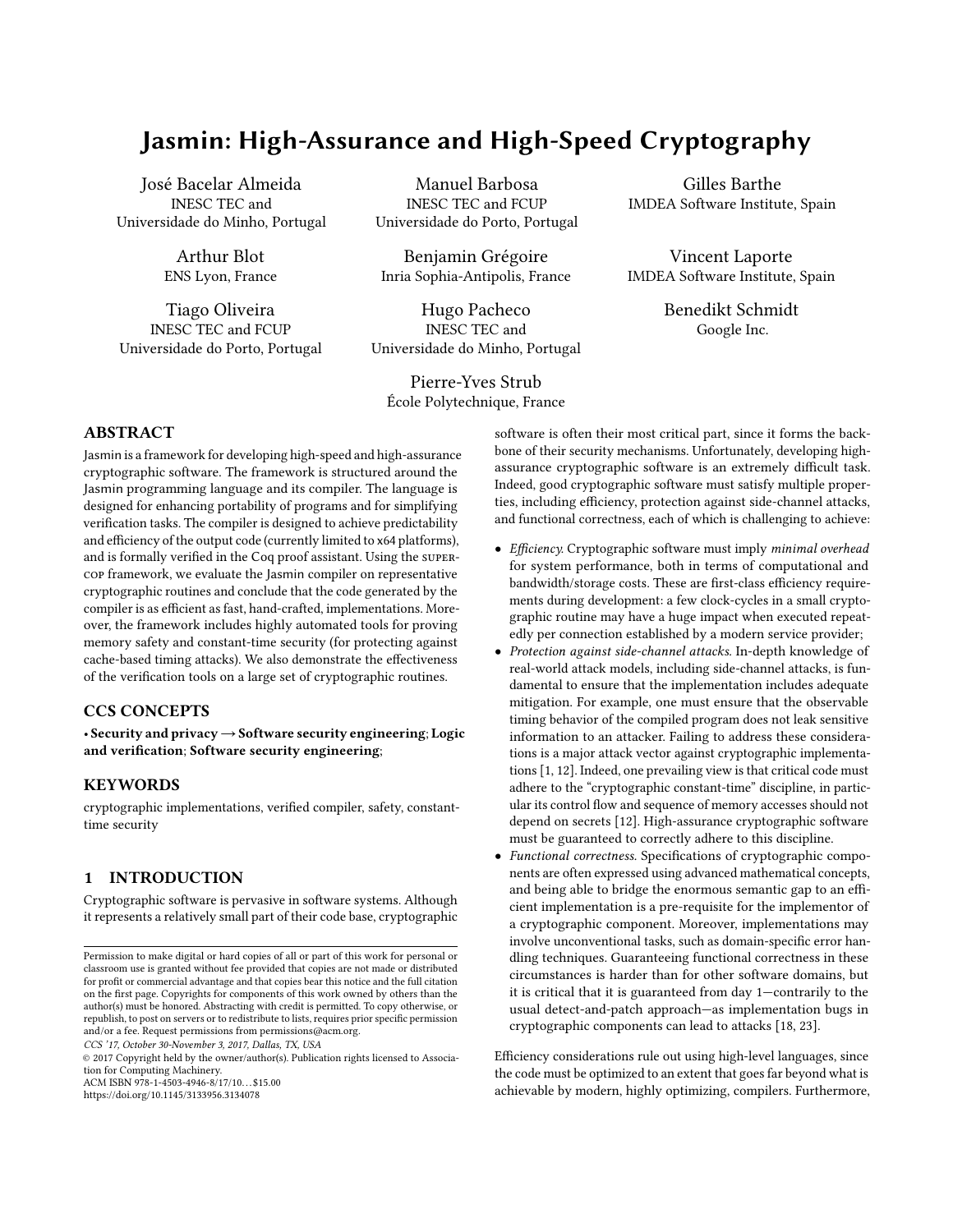# Jasmin: High-Assurance and High-Speed Cryptography

José Bacelar Almeida
INESC TEC and
Universidade do Minho, Portugal

Manuel Barbosa
INESC TEC and FCUP
Universidade do Porto, Portugal

Gilles Barthe
IMDEA Software Institute, Spain

Arthur Blot
ENS Lyon, France

Benjamin Grégoire
Inria Sophia-Antipolis, France

Vincent Laporte
IMDEA Software Institute, Spain

Tiago Oliveira
INESC TEC and FCUP
Universidade do Porto, Portugal

Hugo Pacheco
INESC TEC and
Universidade do Minho, Portugal

Benedikt Schmidt
Google Inc.

Pierre-Yves Strub
École Polytechnique, France

## ABSTRACT

Jasmin is a framework for developing high-speed and high-assurance cryptographic software. The framework is structured around the Jasmin programming language and its compiler. The language is designed for enhancing portability of programs and for simplifying verification tasks. The compiler is designed to achieve predictability and efficiency of the output code (currently limited to x64 platforms), and is formally verified in the Coq proof assistant. Using the supercop framework, we evaluate the Jasmin compiler on representative cryptographic routines and conclude that the code generated by the compiler is as efficient as fast, hand-crafted, implementations. Moreover, the framework includes highly automated tools for proving memory safety and constant-time security (for protecting against cache-based timing attacks). We also demonstrate the effectiveness of the verification tools on a large set of cryptographic routines.

## CCS CONCEPTS

**• Security and privacy → Software security engineering; Logic and verification; Software security engineering;**

## KEYWORDS

cryptographic implementations, verified compiler, safety, constant-time security

## 1 INTRODUCTION

Cryptographic software is pervasive in software systems. Although it represents a relatively small part of their code base, cryptographic software is often their most critical part, since it forms the backbone of their security mechanisms. Unfortunately, developing high-assurance cryptographic software is an extremely difficult task. Indeed, good cryptographic software must satisfy multiple properties, including efficiency, protection against side-channel attacks, and functional correctness, each of which is challenging to achieve:

- *Efficiency.* Cryptographic software must imply *minimal overhead* for system performance, both in terms of computational and bandwidth/storage costs. These are first-class efficiency requirements during development: a few clock-cycles in a small cryptographic routine may have a huge impact when executed repeatedly per connection established by a modern service provider;
- *Protection against side-channel attacks.* In-depth knowledge of real-world attack models, including side-channel attacks, is fundamental to ensure that the implementation includes adequate mitigation. For example, one must ensure that the observable timing behavior of the compiled program does not leak sensitive information to an attacker. Failing to address these considerations is a major attack vector against cryptographic implementations [1, 12]. Indeed, one prevailing view is that critical code must adhere to the "cryptographic constant-time" discipline, in particular its control flow and sequence of memory accesses should not depend on secrets [12]. High-assurance cryptographic software must be guaranteed to correctly adhere to this discipline.
- *Functional correctness.* Specifications of cryptographic components are often expressed using advanced mathematical concepts, and being able to bridge the enormous semantic gap to an efficient implementation is a pre-requisite for the implementor of a cryptographic component. Moreover, implementations may involve unconventional tasks, such as domain-specific error handling techniques. Guaranteeing functional correctness in these circumstances is harder than for other software domains, but it is critical that it is guaranteed from day 1—contrarily to the usual detect-and-patch approach—as implementation bugs in cryptographic components can lead to attacks [18, 23].

Efficiency considerations rule out using high-level languages, since the code must be optimized to an extent that goes far beyond what is achievable by modern, highly optimizing, compilers. Furthermore,

Permission to make digital or hard copies of all or part of this work for personal or classroom use is granted without fee provided that copies are not made or distributed for profit or commercial advantage and that copies bear this notice and the full citation on the first page. Copyrights for components of this work owned by others than the author(s) must be honored. Abstracting with credit is permitted. To copy otherwise, or republish, to post on servers or to redistribute to lists, requires prior specific permission and/or a fee. Request permissions from permissions@acm.org.
*CCS '17, October 30-November 3, 2017, Dallas, TX, USA*
© 2017 Copyright held by the owner/author(s). Publication rights licensed to Association for Computing Machinery.
ACM ISBN 978-1-4503-4946-8/17/10...$15.00
https://doi.org/10.1145/3133956.3134078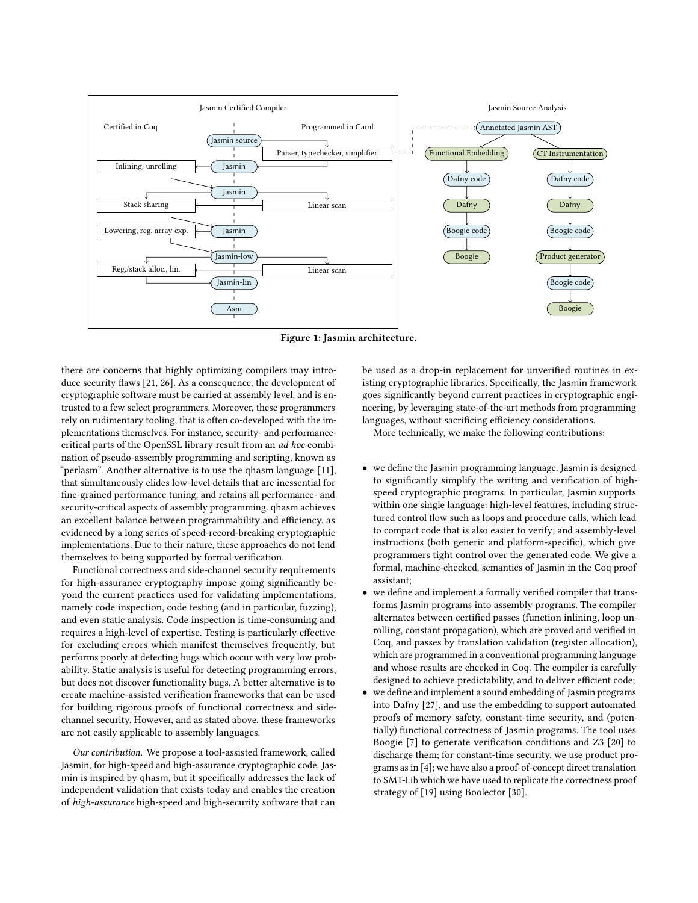Figure 1: Jasmin architecture.

there are concerns that highly optimizing compilers may introduce security flaws [21, 26]. As a consequence, the development of cryptographic software must be carried at assembly level, and is entrusted to a few select programmers. Moreover, these programmers rely on rudimentary tooling, that is often co-developed with the implementations themselves. For instance, security- and performance-critical parts of the OpenSSL library result from an *ad hoc* combination of pseudo-assembly programming and scripting, known as "perlasm". Another alternative is to use the qhasm language [11], that simultaneously elides low-level details that are inessential for fine-grained performance tuning, and retains all performance- and security-critical aspects of assembly programming. qhasm achieves an excellent balance between programmability and efficiency, as evidenced by a long series of speed-record-breaking cryptographic implementations. Due to their nature, these approaches do not lend themselves to being supported by formal verification.

Functional correctness and side-channel security requirements for high-assurance cryptography impose going significantly beyond the current practices used for validating implementations, namely code inspection, code testing (and in particular, fuzzing), and even static analysis. Code inspection is time-consuming and requires a high-level of expertise. Testing is particularly effective for excluding errors which manifest themselves frequently, but performs poorly at detecting bugs which occur with very low probability. Static analysis is useful for detecting programming errors, but does not discover functionality bugs. A better alternative is to create machine-assisted verification frameworks that can be used for building rigorous proofs of functional correctness and side-channel security. However, and as stated above, these frameworks are not easily applicable to assembly languages.

*Our contribution.* We propose a tool-assisted framework, called Jasmin, for high-speed and high-assurance cryptographic code. Jasmin is inspired by qhasm, but it specifically addresses the lack of independent validation that exists today and enables the creation of *high-assurance* high-speed and high-security software that can be used as a drop-in replacement for unverified routines in existing cryptographic libraries. Specifically, the Jasmin framework goes significantly beyond current practices in cryptographic engineering, by leveraging state-of-the-art methods from programming languages, without sacrificing efficiency considerations.

More technically, we make the following contributions:

- we define the Jasmin programming language. Jasmin is designed to significantly simplify the writing and verification of high-speed cryptographic programs. In particular, Jasmin supports within one single language: high-level features, including structured control flow such as loops and procedure calls, which lead to compact code that is also easier to verify; and assembly-level instructions (both generic and platform-specific), which give programmers tight control over the generated code. We give a formal, machine-checked, semantics of Jasmin in the Coq proof assistant;
- we define and implement a formally verified compiler that transforms Jasmin programs into assembly programs. The compiler alternates between certified passes (function inlining, loop unrolling, constant propagation), which are proved and verified in Coq, and passes by translation validation (register allocation), which are programmed in a conventional programming language and whose results are checked in Coq. The compiler is carefully designed to achieve predictability, and to deliver efficient code;
- we define and implement a sound embedding of Jasmin programs into Dafny [27], and use the embedding to support automated proofs of memory safety, constant-time security, and (potentially) functional correctness of Jasmin programs. The tool uses Boogie [7] to generate verification conditions and Z3 [20] to discharge them; for constant-time security, we use product programs as in [4]; we have also a proof-of-concept direct translation to SMT-Lib which we have used to replicate the correctness proof strategy of [19] using Boolector [30].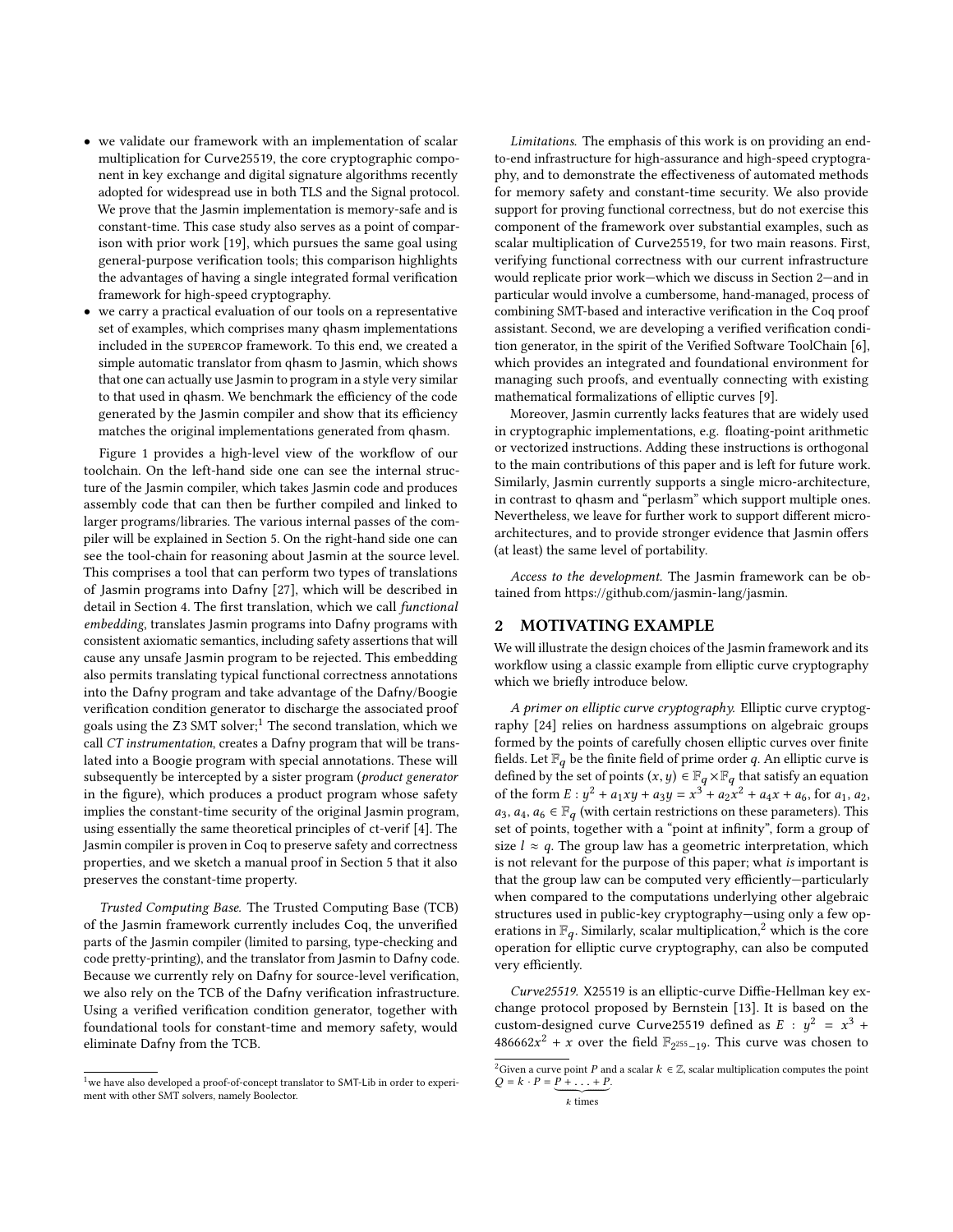- we validate our framework with an implementation of scalar multiplication for Curve25519, the core cryptographic component in key exchange and digital signature algorithms recently adopted for widespread use in both TLS and the Signal protocol. We prove that the Jasmin implementation is memory-safe and is constant-time. This case study also serves as a point of comparison with prior work [19], which pursues the same goal using general-purpose verification tools; this comparison highlights the advantages of having a single integrated formal verification framework for high-speed cryptography.
- we carry a practical evaluation of our tools on a representative set of examples, which comprises many qhasm implementations included in the SUPERCOP framework. To this end, we created a simple automatic translator from qhasm to Jasmin, which shows that one can actually use Jasmin to program in a style very similar to that used in qhasm. We benchmark the efficiency of the code generated by the Jasmin compiler and show that its efficiency matches the original implementations generated from qhasm.

Figure 1 provides a high-level view of the workflow of our toolchain. On the left-hand side one can see the internal structure of the Jasmin compiler, which takes Jasmin code and produces assembly code that can then be further compiled and linked to larger programs/libraries. The various internal passes of the compiler will be explained in Section 5. On the right-hand side one can see the tool-chain for reasoning about Jasmin at the source level. This comprises a tool that can perform two types of translations of Jasmin programs into Dafny [27], which will be described in detail in Section 4. The first translation, which we call *functional embedding*, translates Jasmin programs into Dafny programs with consistent axiomatic semantics, including safety assertions that will cause any unsafe Jasmin program to be rejected. This embedding also permits translating typical functional correctness annotations into the Dafny program and take advantage of the Dafny/Boogie verification condition generator to discharge the associated proof goals using the Z3 SMT solver;[1] The second translation, which we call *CT instrumentation*, creates a Dafny program that will be translated into a Boogie program with special annotations. These will subsequently be intercepted by a sister program (*product generator* in the figure), which produces a product program whose safety implies the constant-time security of the original Jasmin program, using essentially the same theoretical principles of ct-verif [4]. The Jasmin compiler is proven in Coq to preserve safety and correctness properties, and we sketch a manual proof in Section 5 that it also preserves the constant-time property.

*Trusted Computing Base.* The Trusted Computing Base (TCB) of the Jasmin framework currently includes Coq, the unverified parts of the Jasmin compiler (limited to parsing, type-checking and code pretty-printing), and the translator from Jasmin to Dafny code. Because we currently rely on Dafny for source-level verification, we also rely on the TCB of the Dafny verification infrastructure. Using a verified verification condition generator, together with foundational tools for constant-time and memory safety, would eliminate Dafny from the TCB.

*Limitations.* The emphasis of this work is on providing an end-to-end infrastructure for high-assurance and high-speed cryptography, and to demonstrate the effectiveness of automated methods for memory safety and constant-time security. We also provide support for proving functional correctness, but do not exercise this component of the framework over substantial examples, such as scalar multiplication of Curve25519, for two main reasons. First, verifying functional correctness with our current infrastructure would replicate prior work—which we discuss in Section 2—and in particular would involve a cumbersome, hand-managed, process of combining SMT-based and interactive verification in the Coq proof assistant. Second, we are developing a verified verification condition generator, in the spirit of the Verified Software ToolChain [6], which provides an integrated and foundational environment for managing such proofs, and eventually connecting with existing mathematical formalizations of elliptic curves [9].

Moreover, Jasmin currently lacks features that are widely used in cryptographic implementations, e.g. floating-point arithmetic or vectorized instructions. Adding these instructions is orthogonal to the main contributions of this paper and is left for future work. Similarly, Jasmin currently supports a single micro-architecture, in contrast to qhasm and "perlasm" which support multiple ones. Nevertheless, we leave for further work to support different micro-architectures, and to provide stronger evidence that Jasmin offers (at least) the same level of portability.

*Access to the development.* The Jasmin framework can be obtained from https://github.com/jasmin-lang/jasmin.

## 2 MOTIVATING EXAMPLE

We will illustrate the design choices of the Jasmin framework and its workflow using a classic example from elliptic curve cryptography which we briefly introduce below.

*A primer on elliptic curve cryptography.* Elliptic curve cryptography [24] relies on hardness assumptions on algebraic groups formed by the points of carefully chosen elliptic curves over finite fields. Let $\mathbb{F}_q$ be the finite field of prime order $q$. An elliptic curve is defined by the set of points $(x, y) \in \mathbb{F}_q \times \mathbb{F}_q$ that satisfy an equation of the form $E : y^2 + a_1xy + a_3y = x^3 + a_2x^2 + a_4x + a_6$, for $a_1, a_2, a_3, a_4, a_6 \in \mathbb{F}_q$ (with certain restrictions on these parameters). This set of points, together with a "point at infinity", form a group of size $l \approx q$. The group law has a geometric interpretation, which is not relevant for the purpose of this paper; what *is* important is that the group law can be computed very efficiently—particularly when compared to the computations underlying other algebraic structures used in public-key cryptography—using only a few operations in $\mathbb{F}_q$. Similarly, scalar multiplication,[2] which is the core operation for elliptic curve cryptography, can also be computed very efficiently.

*Curve25519.* X25519 is an elliptic-curve Diffie-Hellman key exchange protocol proposed by Bernstein [13]. It is based on the custom-designed curve Curve25519 defined as $E : y^2 = x^3 + 486662x^2 + x$ over the field $\mathbb{F}_{2^{255}-19}$. This curve was chosen to

[1] we have also developed a proof-of-concept translator to SMT-Lib in order to experiment with other SMT solvers, namely Boolector.

[2] Given a curve point $P$ and a scalar $k \in \mathbb{Z}$, scalar multiplication computes the point $Q = k \cdot P = \underbrace{P + \ldots + P}_{k \text{ times}}$.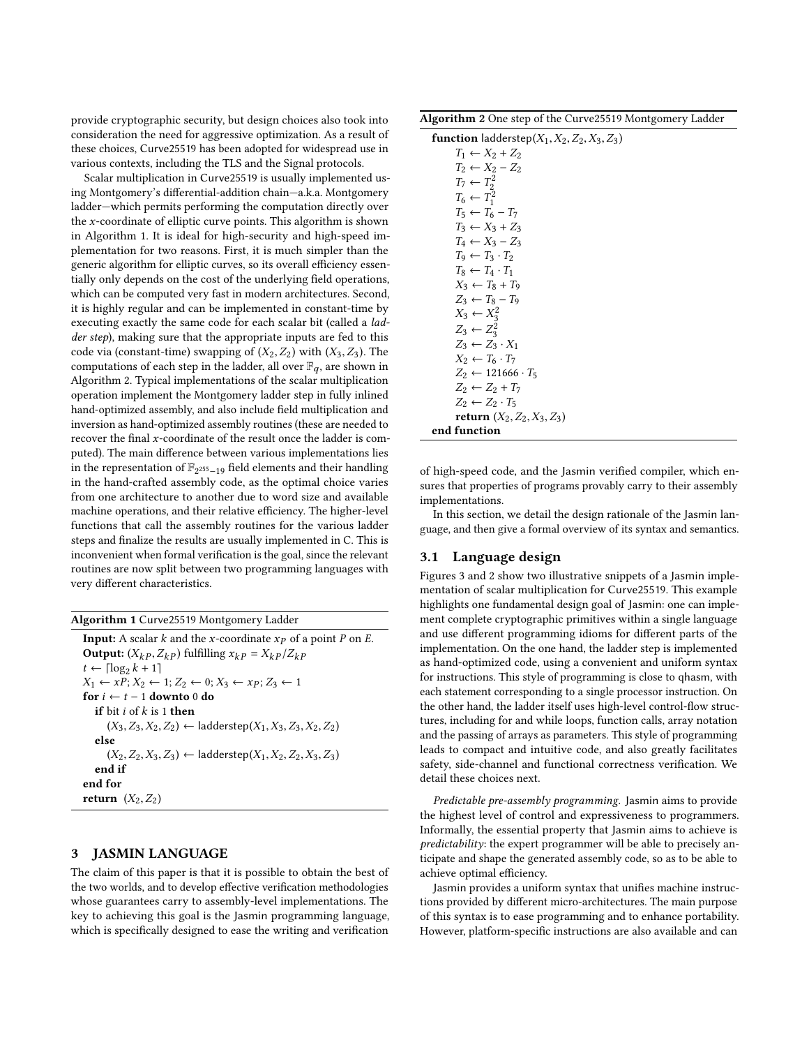provide cryptographic security, but design choices also took into consideration the need for aggressive optimization. As a result of these choices, Curve25519 has been adopted for widespread use in various contexts, including the TLS and the Signal protocols.

Scalar multiplication in Curve25519 is usually implemented using Montgomery's differential-addition chain—a.k.a. Montgomery ladder—which permits performing the computation directly over the $x$-coordinate of elliptic curve points. This algorithm is shown in Algorithm 1. It is ideal for high-security and high-speed implementation for two reasons. First, it is much simpler than the generic algorithm for elliptic curves, so its overall efficiency essentially only depends on the cost of the underlying field operations, which can be computed very fast in modern architectures. Second, it is highly regular and can be implemented in constant-time by executing exactly the same code for each scalar bit (called a *ladder step*), making sure that the appropriate inputs are fed to this code via (constant-time) swapping of $(X_2, Z_2)$ with $(X_3, Z_3)$. The computations of each step in the ladder, all over $\mathbb{F}_q$, are shown in Algorithm 2. Typical implementations of the scalar multiplication operation implement the Montgomery ladder step in fully inlined hand-optimized assembly, and also include field multiplication and inversion as hand-optimized assembly routines (these are needed to recover the final $x$-coordinate of the result once the ladder is computed). The main difference between various implementations lies in the representation of $\mathbb{F}_{2^{255}-19}$ field elements and their handling in the hand-crafted assembly code, as the optimal choice varies from one architecture to another due to word size and available machine operations, and their relative efficiency. The higher-level functions that call the assembly routines for the various ladder steps and finalize the results are usually implemented in C. This is inconvenient when formal verification is the goal, since the relevant routines are now split between two programming languages with very different characteristics.

**Algorithm 1** Curve25519 Montgomery Ladder

**Input:** A scalar $k$ and the $x$-coordinate $x_P$ of a point $P$ on $E$.
**Output:** $(X_{kP}, Z_{kP})$ fulfilling $x_{kP} = X_{kP}/Z_{kP}$
$t \leftarrow \lceil \log_2 k + 1 \rceil$
$X_1 \leftarrow xP; X_2 \leftarrow 1; Z_2 \leftarrow 0; X_3 \leftarrow x_P; Z_3 \leftarrow 1$
**for** $i \leftarrow t-1$ **downto** 0 **do**
  **if** bit $i$ of $k$ is 1 **then**
    $(X_3, Z_3, X_2, Z_2) \leftarrow \mathsf{ladderstep}(X_1, X_3, Z_3, X_2, Z_2)$
  **else**
    $(X_2, Z_2, X_3, Z_3) \leftarrow \mathsf{ladderstep}(X_1, X_2, Z_2, X_3, Z_3)$
  **end if**
**end for**
**return** $(X_2, Z_2)$

**Algorithm 2** One step of the Curve25519 Montgomery Ladder

**function** $\mathsf{ladderstep}(X_1, X_2, Z_2, X_3, Z_3)$
  $T_1 \leftarrow X_2 + Z_2$
  $T_2 \leftarrow X_2 - Z_2$
  $T_7 \leftarrow T_2^2$
  $T_6 \leftarrow T_1^2$
  $T_5 \leftarrow T_6 - T_7$
  $T_3 \leftarrow X_3 + Z_3$
  $T_4 \leftarrow X_3 - Z_3$
  $T_9 \leftarrow T_3 \cdot T_2$
  $T_8 \leftarrow T_4 \cdot T_1$
  $X_3 \leftarrow T_8 + T_9$
  $Z_3 \leftarrow T_8 - T_9$
  $X_3 \leftarrow X_3^2$
  $Z_3 \leftarrow Z_3^2$
  $Z_3 \leftarrow Z_3 \cdot X_1$
  $X_2 \leftarrow T_6 \cdot T_7$
  $Z_2 \leftarrow 121666 \cdot T_5$
  $Z_2 \leftarrow Z_2 + T_7$
  $Z_2 \leftarrow Z_2 \cdot T_5$
  **return** $(X_2, Z_2, X_3, Z_3)$
**end function**

## 3 JASMIN LANGUAGE

The claim of this paper is that it is possible to obtain the best of the two worlds, and to develop effective verification methodologies whose guarantees carry to assembly-level implementations. The key to achieving this goal is the Jasmin programming language, which is specifically designed to ease the writing and verification of high-speed code, and the Jasmin verified compiler, which ensures that properties of programs provably carry to their assembly implementations.

In this section, we detail the design rationale of the Jasmin language, and then give a formal overview of its syntax and semantics.

### 3.1 Language design

Figures 3 and 2 show two illustrative snippets of a Jasmin implementation of scalar multiplication for Curve25519. This example highlights one fundamental design goal of Jasmin: one can implement complete cryptographic primitives within a single language and use different programming idioms for different parts of the implementation. On the one hand, the ladder step is implemented as hand-optimized code, using a convenient and uniform syntax for instructions. This style of programming is close to qhasm, with each statement corresponding to a single processor instruction. On the other hand, the ladder itself uses high-level control-flow structures, including for and while loops, function calls, array notation and the passing of arrays as parameters. This style of programming leads to compact and intuitive code, and also greatly facilitates safety, side-channel and functional correctness verification. We detail these choices next.

*Predictable pre-assembly programming.* Jasmin aims to provide the highest level of control and expressiveness to programmers. Informally, the essential property that Jasmin aims to achieve is *predictability*: the expert programmer will be able to precisely anticipate and shape the generated assembly code, so as to be able to achieve optimal efficiency.

Jasmin provides a uniform syntax that unifies machine instructions provided by different micro-architectures. The main purpose of this syntax is to ease programming and to enhance portability. However, platform-specific instructions are also available and can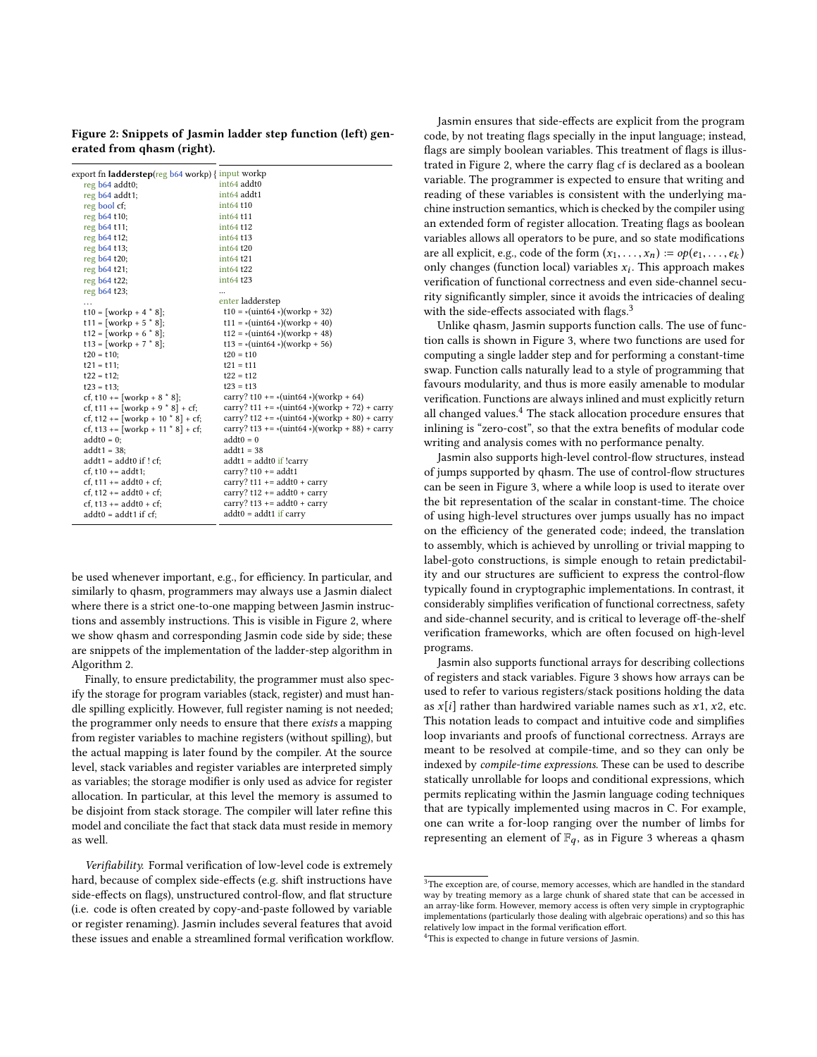**Figure 2: Snippets of Jasmin ladder step function (left) generated from qhasm (right).**

| Jasmin | qhasm |
|---|---|
| export fn **ladderstep**(reg b64 workp) { | input workp |
| reg b64 addt0; | int64 addt0 |
| reg b64 addt1; | int64 addt1 |
| reg bool cf; | int64 t10 |
| reg b64 t10; | int64 t11 |
| reg b64 t11; | int64 t12 |
| reg b64 t12; | int64 t13 |
| reg b64 t13; | int64 t20 |
| reg b64 t20; | int64 t21 |
| reg b64 t21; | int64 t22 |
| reg b64 t22; | int64 t23 |
| reg b64 t23; | ... |
| ... | enter ladderstep |
| t10 = [workp + 4 * 8]; | t10 = *(uint64 *)(workp + 32) |
| t11 = [workp + 5 * 8]; | t11 = *(uint64 *)(workp + 40) |
| t12 = [workp + 6 * 8]; | t12 = *(uint64 *)(workp + 48) |
| t13 = [workp + 7 * 8]; | t13 = *(uint64 *)(workp + 56) |
| t20 = t10; | t20 = t10 |
| t21 = t11; | t21 = t11 |
| t22 = t12; | t22 = t12 |
| t23 = t13; | t23 = t13 |
| cf, t10 += [workp + 8 * 8]; | carry? t10 += *(uint64 *)(workp + 64) |
| cf, t11 += [workp + 9 * 8] + cf; | carry? t11 += *(uint64 *)(workp + 72) + carry |
| cf, t12 += [workp + 10 * 8] + cf; | carry? t12 += *(uint64 *)(workp + 80) + carry |
| cf, t13 += [workp + 11 * 8] + cf; | carry? t13 += *(uint64 *)(workp + 88) + carry |
| addt0 = 0; | addt0 = 0 |
| addt1 = 38; | addt1 = 38 |
| addt1 = addt0 if ! cf; | addt1 = addt0 if !carry |
| cf, t10 += addt1; | carry? t10 += addt1 |
| cf, t11 += addt0 + cf; | carry? t11 += addt0 + carry |
| cf, t12 += addt0 + cf; | carry? t12 += addt0 + carry |
| cf, t13 += addt0 + cf; | carry? t13 += addt0 + carry |
| addt0 = addt1 if cf; | addt0 = addt1 if carry |

be used whenever important, e.g., for efficiency. In particular, and similarly to qhasm, programmers may always use a Jasmin dialect where there is a strict one-to-one mapping between Jasmin instructions and assembly instructions. This is visible in Figure 2, where we show qhasm and corresponding Jasmin code side by side; these are snippets of the implementation of the ladder-step algorithm in Algorithm 2.

Finally, to ensure predictability, the programmer must also specify the storage for program variables (stack, register) and must handle spilling explicitly. However, full register naming is not needed; the programmer only needs to ensure that there *exists* a mapping from register variables to machine registers (without spilling), but the actual mapping is later found by the compiler. At the source level, stack variables and register variables are interpreted simply as variables; the storage modifier is only used as advice for register allocation. In particular, at this level the memory is assumed to be disjoint from stack storage. The compiler will later refine this model and conciliate the fact that stack data must reside in memory as well.

*Verifiability.* Formal verification of low-level code is extremely hard, because of complex side-effects (e.g. shift instructions have side-effects on flags), unstructured control-flow, and flat structure (i.e. code is often created by copy-and-paste followed by variable or register renaming). Jasmin includes several features that avoid these issues and enable a streamlined formal verification workflow.

Jasmin ensures that side-effects are explicit from the program code, by not treating flags specially in the input language; instead, flags are simply boolean variables. This treatment of flags is illustrated in Figure 2, where the carry flag cf is declared as a boolean variable. The programmer is expected to ensure that writing and reading of these variables is consistent with the underlying machine instruction semantics, which is checked by the compiler using an extended form of register allocation. Treating flags as boolean variables allows all operators to be pure, and so state modifications are all explicit, e.g., code of the form $(x_1, \ldots, x_n) := op(e_1, \ldots, e_k)$ only changes (function local) variables $x_i$. This approach makes verification of functional correctness and even side-channel security significantly simpler, since it avoids the intricacies of dealing with the side-effects associated with flags.[3]

Unlike qhasm, Jasmin supports function calls. The use of function calls is shown in Figure 3, where two functions are used for computing a single ladder step and for performing a constant-time swap. Function calls naturally lead to a style of programming that favours modularity, and thus is more easily amenable to modular verification. Functions are always inlined and must explicitly return all changed values.[4] The stack allocation procedure ensures that inlining is "zero-cost", so that the extra benefits of modular code writing and analysis comes with no performance penalty.

Jasmin also supports high-level control-flow structures, instead of jumps supported by qhasm. The use of control-flow structures can be seen in Figure 3, where a while loop is used to iterate over the bit representation of the scalar in constant-time. The choice of using high-level structures over jumps usually has no impact on the efficiency of the generated code; indeed, the translation to assembly, which is achieved by unrolling or trivial mapping to label-goto constructions, is simple enough to retain predictability and our structures are sufficient to express the control-flow typically found in cryptographic implementations. In contrast, it considerably simplifies verification of functional correctness, safety and side-channel security, and is critical to leverage off-the-shelf verification frameworks, which are often focused on high-level programs.

Jasmin also supports functional arrays for describing collections of registers and stack variables. Figure 3 shows how arrays can be used to refer to various registers/stack positions holding the data as $x[i]$ rather than hardwired variable names such as $x1$, $x2$, etc. This notation leads to compact and intuitive code and simplifies loop invariants and proofs of functional correctness. Arrays are meant to be resolved at compile-time, and so they can only be indexed by *compile-time expressions*. These can be used to describe statically unrollable for loops and conditional expressions, which permits replicating within the Jasmin language coding techniques that are typically implemented using macros in C. For example, one can write a for-loop ranging over the number of limbs for representing an element of $\mathbb{F}_q$, as in Figure 3 whereas a qhasm

[3] The exception are, of course, memory accesses, which are handled in the standard way by treating memory as a large chunk of shared state that can be accessed in an array-like form. However, memory access is often very simple in cryptographic implementations (particularly those dealing with algebraic operations) and so this has relatively low impact in the formal verification effort.

[4] This is expected to change in future versions of Jasmin.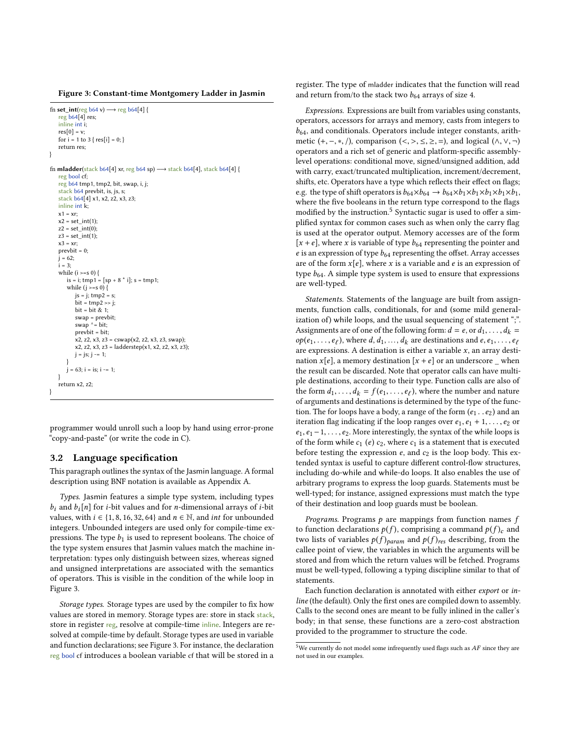**Figure 3: Constant-time Montgomery Ladder in Jasmin**

```
fn set_int(reg b64 v) ⟶ reg b64[4] {
    reg b64[4] res;
    inline int i;
    res[0] = v;
    for i = 1 to 3 { res[i] = 0; }
    return res;
}

fn mladder(stack b64[4] xr, reg b64 sp) ⟶ stack b64[4], stack b64[4] {
    reg bool cf;
    reg b64 tmp1, tmp2, bit, swap, i, j;
    stack b64 prevbit, is, js, s;
    stack b64[4] x1, x2, z2, x3, z3;
    inline int k;
    x1 = xr;
    x2 = set_int(1);
    z2 = set_int(0);
    z3 = set_int(1);
    x3 = xr;
    prevbit = 0;
    j = 62;
    i = 3;
    while (i >=s 0) {
        is = i; tmp1 = [sp + 8 * i]; s = tmp1;
        while (j >=s 0) {
            js = j; tmp2 = s;
            bit = tmp2 >> j;
            bit = bit & 1;
            swap = prevbit;
            swap ^= bit;
            prevbit = bit;
            x2, z2, x3, z3 = cswap(x2, z2, x3, z3, swap);
            x2, z2, x3, z3 = ladderstep(x1, x2, z2, x3, z3);
            j = js; j -= 1;
        }
        j = 63; i = is; i -= 1;
    }
    return x2, z2;
}
```

programmer would unroll such a loop by hand using error-prone "copy-and-paste" (or write the code in C).

## 3.2 Language specification

This paragraph outlines the syntax of the Jasmin language. A formal description using BNF notation is available as Appendix A.

*Types.* Jasmin features a simple type system, including types $b_i$ and $b_i[n]$ for $i$-bit values and for $n$-dimensional arrays of $i$-bit values, with $i \in \{1, 8, 16, 32, 64\}$ and $n \in \mathbb{N}$, and *int* for unbounded integers. Unbounded integers are used only for compile-time expressions. The type $b_1$ is used to represent booleans. The choice of the type system ensures that Jasmin values match the machine interpretation: types only distinguish between sizes, whereas signed and unsigned interpretations are associated with the semantics of operators. This is visible in the condition of the while loop in Figure 3.

*Storage types.* Storage types are used by the compiler to fix how values are stored in memory. Storage types are: store in stack stack, store in register reg, resolve at compile-time inline. Integers are resolved at compile-time by default. Storage types are used in variable and function declarations; see Figure 3. For instance, the declaration reg bool cf introduces a boolean variable cf that will be stored in a register. The type of mladder indicates that the function will read and return from/to the stack two $b_{64}$ arrays of size 4.

*Expressions.* Expressions are built from variables using constants, operators, accessors for arrays and memory, casts from integers to $b_{64}$, and conditionals. Operators include integer constants, arithmetic $(+, -, *, /)$, comparison $(<, >, \leq, \geq, =)$, and logical $(\wedge, \vee, \neg)$ operators and a rich set of generic and platform-specific assembly-level operations: conditional move, signed/unsigned addition, add with carry, exact/truncated multiplication, increment/decrement, shifts, etc. Operators have a type which reflects their effect on flags; e.g. the type of shift operators is $b_{64} \times b_{64} \to b_{64} \times b_1 \times b_1 \times b_1 \times b_1 \times b_1$, where the five booleans in the return type correspond to the flags modified by the instruction.[5] Syntactic sugar is used to offer a simplified syntax for common cases such as when only the carry flag is used at the operator output. Memory accesses are of the form $[x + e]$, where $x$ is variable of type $b_{64}$ representing the pointer and $e$ is an expression of type $b_{64}$ representing the offset. Array accesses are of the form $x[e]$, where $x$ is a variable and $e$ is an expression of type $b_{64}$. A simple type system is used to ensure that expressions are well-typed.

*Statements.* Statements of the language are built from assignments, function calls, conditionals, for and (some mild generalization of) while loops, and the usual sequencing of statement ";". Assignments are of one of the following form: $d = e$, or $d_1, \ldots, d_k = op(e_1, \ldots, e_\ell)$, where $d, d_1, \ldots, d_k$ are destinations and $e, e_1, \ldots, e_\ell$ are expressions. A destination is either a variable $x$, an array destination $x[e]$, a memory destination $[x + e]$ or an underscore _ when the result can be discarded. Note that operator calls can have multiple destinations, according to their type. Function calls are also of the form $d_1, \ldots, d_k = f(e_1, \ldots, e_\ell)$, where the number and nature of arguments and destinations is determined by the type of the function. The for loops have a body, a range of the form $(e_1 \mathrel{..} e_2)$ and an iteration flag indicating if the loop ranges over $e_1, e_1 + 1, \ldots, e_2$ or $e_1, e_1 - 1, \ldots, e_2$. More interestingly, the syntax of the while loops is of the form while $c_1$ $(e)$ $c_2$, where $c_1$ is a statement that is executed before testing the expression $e$, and $c_2$ is the loop body. This extended syntax is useful to capture different control-flow structures, including do-while and while-do loops. It also enables the use of arbitrary programs to express the loop guards. Statements must be well-typed; for instance, assigned expressions must match the type of their destination and loop guards must be boolean.

*Programs.* Programs $p$ are mappings from function names $f$ to function declarations $p(f)$, comprising a command $p(f)_c$ and two lists of variables $p(f)_{param}$ and $p(f)_{res}$ describing, from the callee point of view, the variables in which the arguments will be stored and from which the return values will be fetched. Programs must be well-typed, following a typing discipline similar to that of statements.

Each function declaration is annotated with either *export* or *inline* (the default). Only the first ones are compiled down to assembly. Calls to the second ones are meant to be fully inlined in the caller's body; in that sense, these functions are a zero-cost abstraction provided to the programmer to structure the code.

[5] We currently do not model some infrequently used flags such as $AF$ since they are not used in our examples.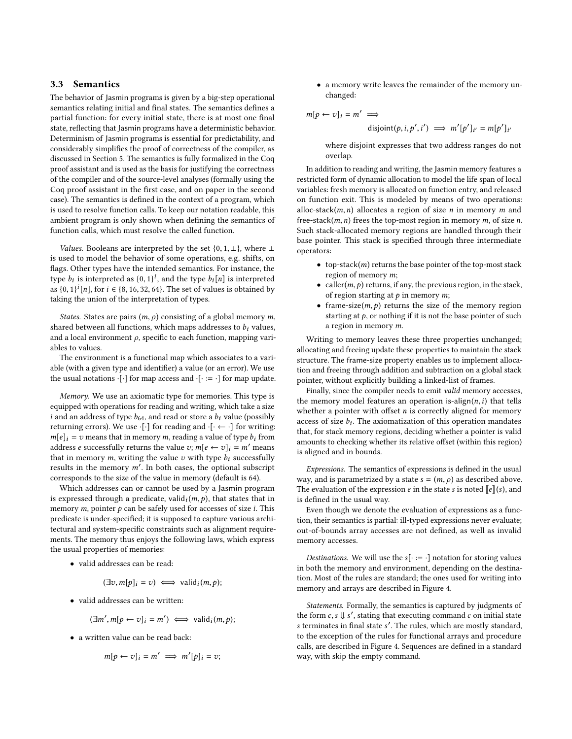### 3.3 Semantics

The behavior of Jasmin programs is given by a big-step operational semantics relating initial and final states. The semantics defines a partial function: for every initial state, there is at most one final state, reflecting that Jasmin programs have a deterministic behavior. Determinism of Jasmin programs is essential for predictability, and considerably simplifies the proof of correctness of the compiler, as discussed in Section 5. The semantics is fully formalized in the Coq proof assistant and is used as the basis for justifying the correctness of the compiler and of the source-level analyses (formally using the Coq proof assistant in the first case, and on paper in the second case). The semantics is defined in the context of a program, which is used to resolve function calls. To keep our notation readable, this ambient program is only shown when defining the semantics of function calls, which must resolve the called function.

*Values.* Booleans are interpreted by the set $\{0, 1, \perp\}$, where $\perp$ is used to model the behavior of some operations, e.g. shifts, on flags. Other types have the intended semantics. For instance, the type $b_i$ is interpreted as $\{0, 1\}^i$, and the type $b_i[n]$ is interpreted as $\{0, 1\}^i[n]$, for $i \in \{8, 16, 32, 64\}$. The set of values is obtained by taking the union of the interpretation of types.

*States.* States are pairs $(m, \rho)$ consisting of a global memory $m$, shared between all functions, which maps addresses to $b_i$ values, and a local environment $\rho$, specific to each function, mapping variables to values.

The environment is a functional map which associates to a variable (with a given type and identifier) a value (or an error). We use the usual notations $\cdot[\cdot]$ for map access and $\cdot[\cdot := \cdot]$ for map update.

*Memory.* We use an axiomatic type for memories. This type is equipped with operations for reading and writing, which take a size $i$ and an address of type $b_{64}$, and read or store a $b_i$ value (possibly returning errors). We use $\cdot[\cdot]$ for reading and $\cdot[\cdot \leftarrow \cdot]$ for writing: $m[e]_i = v$ means that in memory $m$, reading a value of type $b_i$ from address $e$ successfully returns the value $v$; $m[e \leftarrow v]_i = m'$ means that in memory $m$, writing the value $v$ with type $b_i$ successfully results in the memory $m'$. In both cases, the optional subscript corresponds to the size of the value in memory (default is 64).

Which addresses can or cannot be used by a Jasmin program is expressed through a predicate, $\text{valid}_i(m, p)$, that states that in memory $m$, pointer $p$ can be safely used for accesses of size $i$. This predicate is under-specified; it is supposed to capture various architectural and system-specific constraints such as alignment requirements. The memory thus enjoys the following laws, which express the usual properties of memories:

- valid addresses can be read:
$$(\exists v, m[p]_i = v) \iff \text{valid}_i(m, p);$$
- valid addresses can be written:
$$(\exists m', m[p \leftarrow v]_i = m') \iff \text{valid}_i(m, p);$$
- a written value can be read back:
$$m[p \leftarrow v]_i = m' \implies m'[p]_i = v;$$
- a memory write leaves the remainder of the memory unchanged:
$$m[p \leftarrow v]_i = m' \implies \text{disjoint}(p, i, p', i') \implies m'[p']_{i'} = m[p']_{i'}$$
where disjoint expresses that two address ranges do not overlap.

In addition to reading and writing, the Jasmin memory features a restricted form of dynamic allocation to model the life span of local variables: fresh memory is allocated on function entry, and released on function exit. This is modeled by means of two operations: alloc-stack$(m, n)$ allocates a region of size $n$ in memory $m$ and free-stack$(m, n)$ frees the top-most region in memory $m$, of size $n$. Such stack-allocated memory regions are handled through their base pointer. This stack is specified through three intermediate operators:

- top-stack$(m)$ returns the base pointer of the top-most stack region of memory $m$;
- caller$(m, p)$ returns, if any, the previous region, in the stack, of region starting at $p$ in memory $m$;
- frame-size$(m, p)$ returns the size of the memory region starting at $p$, or nothing if it is not the base pointer of such a region in memory $m$.

Writing to memory leaves these three properties unchanged; allocating and freeing update these properties to maintain the stack structure. The frame-size property enables us to implement allocation and freeing through addition and subtraction on a global stack pointer, without explicitly building a linked-list of frames.

Finally, since the compiler needs to emit *valid* memory accesses, the memory model features an operation is-align$(n, i)$ that tells whether a pointer with offset $n$ is correctly aligned for memory access of size $b_i$. The axiomatization of this operation mandates that, for stack memory regions, deciding whether a pointer is valid amounts to checking whether its relative offset (within this region) is aligned and in bounds.

*Expressions.* The semantics of expressions is defined in the usual way, and is parametrized by a state $s = (m, \rho)$ as described above. The evaluation of the expression $e$ in the state $s$ is noted $[\![e]\!](s)$, and is defined in the usual way.

Even though we denote the evaluation of expressions as a function, their semantics is partial: ill-typed expressions never evaluate; out-of-bounds array accesses are not defined, as well as invalid memory accesses.

*Destinations.* We will use the $s[\cdot := \cdot]$ notation for storing values in both the memory and environment, depending on the destination. Most of the rules are standard; the ones used for writing into memory and arrays are described in Figure 4.

*Statements.* Formally, the semantics is captured by judgments of the form $c, s \Downarrow s'$, stating that executing command $c$ on initial state $s$ terminates in final state $s'$. The rules, which are mostly standard, to the exception of the rules for functional arrays and procedure calls, are described in Figure 4. Sequences are defined in a standard way, with skip the empty command.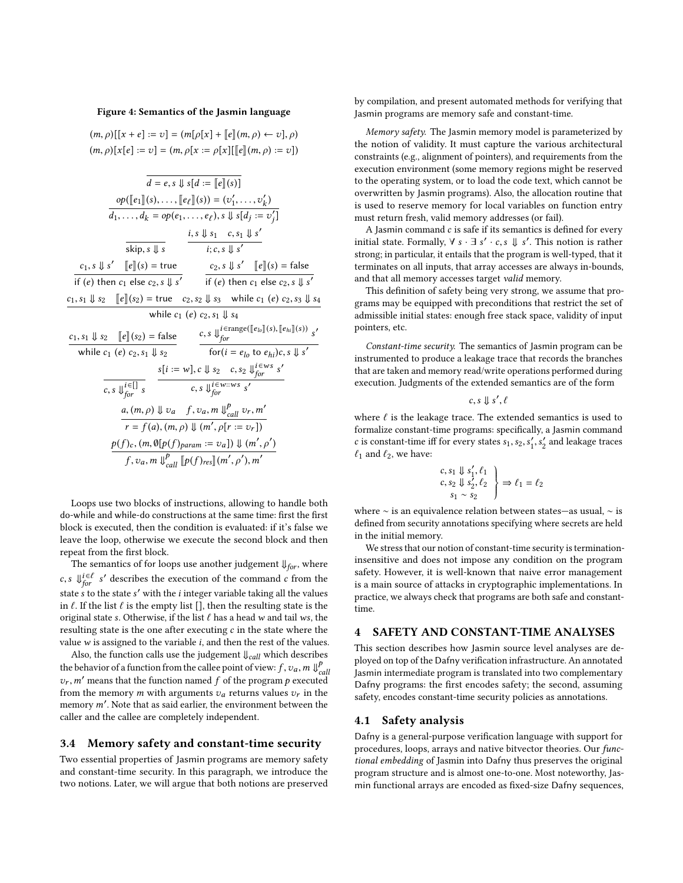**Figure 4: Semantics of the Jasmin language**

$$(m, \rho)[[x + e] := v] = (m[\rho[x] + [\![e]\!](m, \rho) \leftarrow v], \rho)$$

$$(m, \rho)[x[e] := v] = (m, \rho[x := \rho[x][[\![e]\!](m, \rho) := v])$$

$$\frac{}{d = e, s \Downarrow s[d := [\![e]\!](s)]}$$

$$\frac{op([\![e_1]\!](s), \ldots, [\![e_\ell]\!](s)) = (v'_1, \ldots, v'_k)}{d_1, \ldots, d_k = op(e_1, \ldots, e_\ell), s \Downarrow s[d_j := v'_j]}$$

$$\frac{}{\mathsf{skip}, s \Downarrow s} \qquad \frac{i, s \Downarrow s_1 \quad c, s_1 \Downarrow s'}{i; c, s \Downarrow s'}$$

$$\frac{c_1, s \Downarrow s' \quad [\![e]\!](s) = \mathsf{true}}{\mathsf{if}\ (e)\ \mathsf{then}\ c_1\ \mathsf{else}\ c_2, s \Downarrow s'} \qquad \frac{c_2, s \Downarrow s' \quad [\![e]\!](s) = \mathsf{false}}{\mathsf{if}\ (e)\ \mathsf{then}\ c_1\ \mathsf{else}\ c_2, s \Downarrow s'}$$

$$\frac{c_1, s_1 \Downarrow s_2 \quad [\![e]\!](s_2) = \mathsf{true} \quad c_2, s_2 \Downarrow s_3 \quad \mathsf{while}\ c_1\ (e)\ c_2, s_3 \Downarrow s_4}{\mathsf{while}\ c_1\ (e)\ c_2, s_1 \Downarrow s_4}$$

$$\frac{c_1, s_1 \Downarrow s_2 \quad [\![e]\!](s_2) = \mathsf{false}}{\mathsf{while}\ c_1\ (e)\ c_2, s_1 \Downarrow s_2} \qquad \frac{c, s \Downarrow_{for}^{i \in \mathrm{range}([\![e_{lo}]\!](s), [\![e_{hi}]\!](s))} s'}{\mathsf{for}(i = e_{lo}\ \mathsf{to}\ e_{hi})c, s \Downarrow s'}$$

$$\frac{}{c, s \Downarrow_{for}^{i \in []} s} \qquad \frac{s[i := w], c \Downarrow s_2 \quad c, s_2 \Downarrow_{for}^{i \in ws} s'}{c, s \Downarrow_{for}^{i \in w::ws} s'}$$

$$\frac{a, (m, \rho) \Downarrow v_a \quad f, v_a, m \Downarrow_{call}^{p} v_r, m'}{r = f(a), (m, \rho) \Downarrow (m', \rho[r := v_r])}$$

$$\frac{p(f)_c, (m, \emptyset[p(f)_{param} := v_a]) \Downarrow (m', \rho')}{f, v_a, m \Downarrow_{call}^{p} [\![p(f)_{res}]\!](m', \rho'), m'}$$

Loops use two blocks of instructions, allowing to handle both do-while and while-do constructions at the same time: first the first block is executed, then the condition is evaluated: if it's false we leave the loop, otherwise we execute the second block and then repeat from the first block.

The semantics of for loops use another judgement $\Downarrow_{for}$, where $c, s \Downarrow_{for}^{i \in \ell} s'$ describes the execution of the command $c$ from the state $s$ to the state $s'$ with the $i$ integer variable taking all the values in $\ell$. If the list $\ell$ is the empty list $[]$, then the resulting state is the original state $s$. Otherwise, if the list $\ell$ has a head $w$ and tail $ws$, the resulting state is the one after executing $c$ in the state where the value $w$ is assigned to the variable $i$, and then the rest of the values.

Also, the function calls use the judgement $\Downarrow_{call}$ which describes the behavior of a function from the callee point of view: $f, v_a, m \Downarrow_{call}^{p} v_r, m'$ means that the function named $f$ of the program $p$ executed from the memory $m$ with arguments $v_a$ returns values $v_r$ in the memory $m'$. Note that as said earlier, the environment between the caller and the callee are completely independent.

### 3.4 Memory safety and constant-time security

Two essential properties of Jasmin programs are memory safety and constant-time security. In this paragraph, we introduce the two notions. Later, we will argue that both notions are preserved by compilation, and present automated methods for verifying that Jasmin programs are memory safe and constant-time.

*Memory safety.* The Jasmin memory model is parameterized by the notion of validity. It must capture the various architectural constraints (e.g., alignment of pointers), and requirements from the execution environment (some memory regions might be reserved to the operating system, or to load the code text, which cannot be overwritten by Jasmin programs). Also, the allocation routine that is used to reserve memory for local variables on function entry must return fresh, valid memory addresses (or fail).

A Jasmin command $c$ is safe if its semantics is defined for every initial state. Formally, $\forall\ s \cdot \exists\ s' \cdot c, s \Downarrow s'$. This notion is rather strong; in particular, it entails that the program is well-typed, that it terminates on all inputs, that array accesses are always in-bounds, and that all memory accesses target *valid* memory.

This definition of safety being very strong, we assume that programs may be equipped with preconditions that restrict the set of admissible initial states: enough free stack space, validity of input pointers, etc.

*Constant-time security.* The semantics of Jasmin program can be instrumented to produce a leakage trace that records the branches that are taken and memory read/write operations performed during execution. Judgments of the extended semantics are of the form

$$c, s \Downarrow s', \ell$$

where $\ell$ is the leakage trace. The extended semantics is used to formalize constant-time programs: specifically, a Jasmin command $c$ is constant-time iff for every states $s_1, s_2, s'_1, s'_2$ and leakage traces $\ell_1$ and $\ell_2$, we have:

$$\left.\begin{array}{l} c, s_1 \Downarrow s'_1, \ell_1 \\ c, s_2 \Downarrow s'_2, \ell_2 \\ s_1 \sim s_2 \end{array}\right\} \Rightarrow \ell_1 = \ell_2$$

where $\sim$ is an equivalence relation between states—as usual, $\sim$ is defined from security annotations specifying where secrets are held in the initial memory.

We stress that our notion of constant-time security is termination-insensitive and does not impose any condition on the program safety. However, it is well-known that naive error management is a main source of attacks in cryptographic implementations. In practice, we always check that programs are both safe and constant-time.

## 4 SAFETY AND CONSTANT-TIME ANALYSES

This section describes how Jasmin source level analyses are deployed on top of the Dafny verification infrastructure. An annotated Jasmin intermediate program is translated into two complementary Dafny programs: the first encodes safety; the second, assuming safety, encodes constant-time security policies as annotations.

### 4.1 Safety analysis

Dafny is a general-purpose verification language with support for procedures, loops, arrays and native bitvector theories. Our *functional embedding* of Jasmin into Dafny thus preserves the original program structure and is almost one-to-one. Most noteworthy, Jasmin functional arrays are encoded as fixed-size Dafny sequences,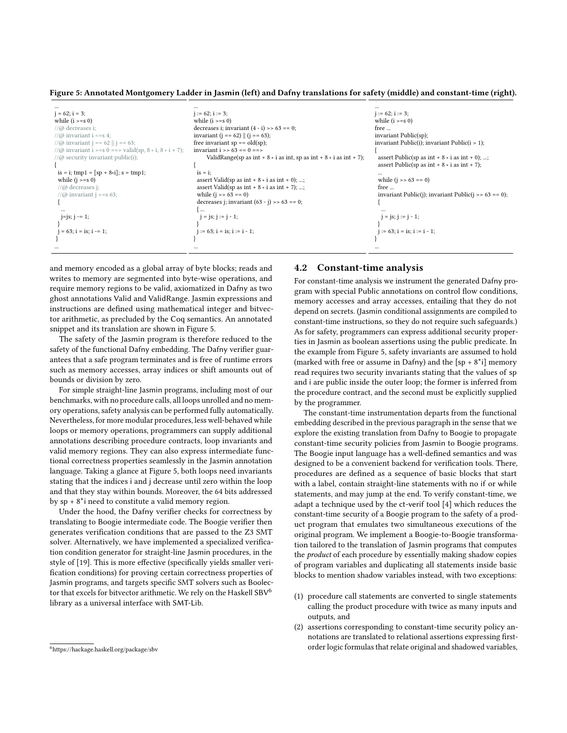**Figure 5: Annotated Montgomery Ladder in Jasmin (left) and Dafny translations for safety (middle) and constant-time (right).**

```
...
j = 62; i = 3;
while (i >=s 0)
//@ decreases i;
//@ invariant i <=s 4;
//@ invariant j == 62 || j == 63;
//@ invariant i >=s 0 ==> valid(sp, 8 * i, 8 * i + 7);
//@ security invariant public(i);
{
  is = i; tmp1 = [sp + 8*i]; s = tmp1;
  while (j >=s 0)
  //@ decreases j;
  //@ invariant j <=s 63;
  {
    ...
    j=js; j -= 1;
  }
  j = 63; i = is; i -= 1;
}
...
```

```
...
j := 62; i := 3;
while (i >=s 0)
decreases i; invariant (4 - i) >> 63 == 0;
invariant (j == 62) || (j == 63);
free invariant sp == old(sp);
invariant i >> 63 == 0 ==>
      ValidRange(sp as int + 8 * i as int, sp as int + 8 * i as int + 7);
{
  is = i;
  assert Valid(sp as int + 8 * i as int + 0); ...;
  assert Valid(sp as int + 8 * i as int + 7); ...;
  while (j >> 63 == 0)
  decreases j; invariant (63 - j) >> 63 == 0;
  { ...
    j = js; j := j - 1;
  }
  j := 63; i = is; i := i - 1;
}
...
```

```
...
j := 62; i := 3;
while (i >=s 0)
free ...
invariant Public(sp);
invariant Public(i); invariant Public(i > 1);
{
  assert Public(sp as int + 8 * i as int + 0); ...;
  assert Public(sp as int + 8 * i as int + 7);
  ...
  while (j >> 63 == 0)
  free ...
  invariant Public(j); invariant Public(j >> 63 == 0);
  {
    ...
    j = js; j := j - 1;
  }
  j := 63; i = is; i := i - 1;
}
...
```

and memory encoded as a global array of byte blocks; reads and writes to memory are segmented into byte-wise operations, and require memory regions to be valid, axiomatized in Dafny as two ghost annotations Valid and ValidRange. Jasmin expressions and instructions are defined using mathematical integer and bitvector arithmetic, as precluded by the Coq semantics. An annotated snippet and its translation are shown in Figure 5.

The safety of the Jasmin program is therefore reduced to the safety of the functional Dafny embedding. The Dafny verifier guarantees that a safe program terminates and is free of runtime errors such as memory accesses, array indices or shift amounts out of bounds or division by zero.

For simple straight-line Jasmin programs, including most of our benchmarks, with no procedure calls, all loops unrolled and no memory operations, safety analysis can be performed fully automatically. Nevertheless, for more modular procedures, less well-behaved while loops or memory operations, programmers can supply additional annotations describing procedure contracts, loop invariants and valid memory regions. They can also express intermediate functional correctness properties seamlessly in the Jasmin annotation language. Taking a glance at Figure 5, both loops need invariants stating that the indices i and j decrease until zero within the loop and that they stay within bounds. Moreover, the 64 bits addressed by sp + 8*i need to constitute a valid memory region.

Under the hood, the Dafny verifier checks for correctness by translating to Boogie intermediate code. The Boogie verifier then generates verification conditions that are passed to the Z3 SMT solver. Alternatively, we have implemented a specialized verification condition generator for straight-line Jasmin procedures, in the style of [19]. This is more effective (specifically yields smaller verification conditions) for proving certain correctness properties of Jasmin programs, and targets specific SMT solvers such as Boolector that excels for bitvector arithmetic. We rely on the Haskell SBV[6] library as a universal interface with SMT-Lib.

[6] https://hackage.haskell.org/package/sbv

## 4.2 Constant-time analysis

For constant-time analysis we instrument the generated Dafny program with special Public annotations on control flow conditions, memory accesses and array accesses, entailing that they do not depend on secrets. (Jasmin conditional assignments are compiled to constant-time instructions, so they do not require such safeguards.) As for safety, programmers can express additional security properties in Jasmin as boolean assertions using the public predicate. In the example from Figure 5, safety invariants are assumed to hold (marked with free or assume in Dafny) and the [sp + 8*i] memory read requires two security invariants stating that the values of sp and i are public inside the outer loop; the former is inferred from the procedure contract, and the second must be explicitly supplied by the programmer.

The constant-time instrumentation departs from the functional embedding described in the previous paragraph in the sense that we explore the existing translation from Dafny to Boogie to propagate constant-time security policies from Jasmin to Boogie programs. The Boogie input language has a well-defined semantics and was designed to be a convenient backend for verification tools. There, procedures are defined as a sequence of basic blocks that start with a label, contain straight-line statements with no if or while statements, and may jump at the end. To verify constant-time, we adapt a technique used by the ct-verif tool [4] which reduces the constant-time security of a Boogie program to the safety of a product program that emulates two simultaneous executions of the original program. We implement a Boogie-to-Boogie transformation tailored to the translation of Jasmin programs that computes the *product* of each procedure by essentially making shadow copies of program variables and duplicating all statements inside basic blocks to mention shadow variables instead, with two exceptions:

1. procedure call statements are converted to single statements calling the product procedure with twice as many inputs and outputs, and
2. assertions corresponding to constant-time security policy annotations are translated to relational assertions expressing first-order logic formulas that relate original and shadowed variables,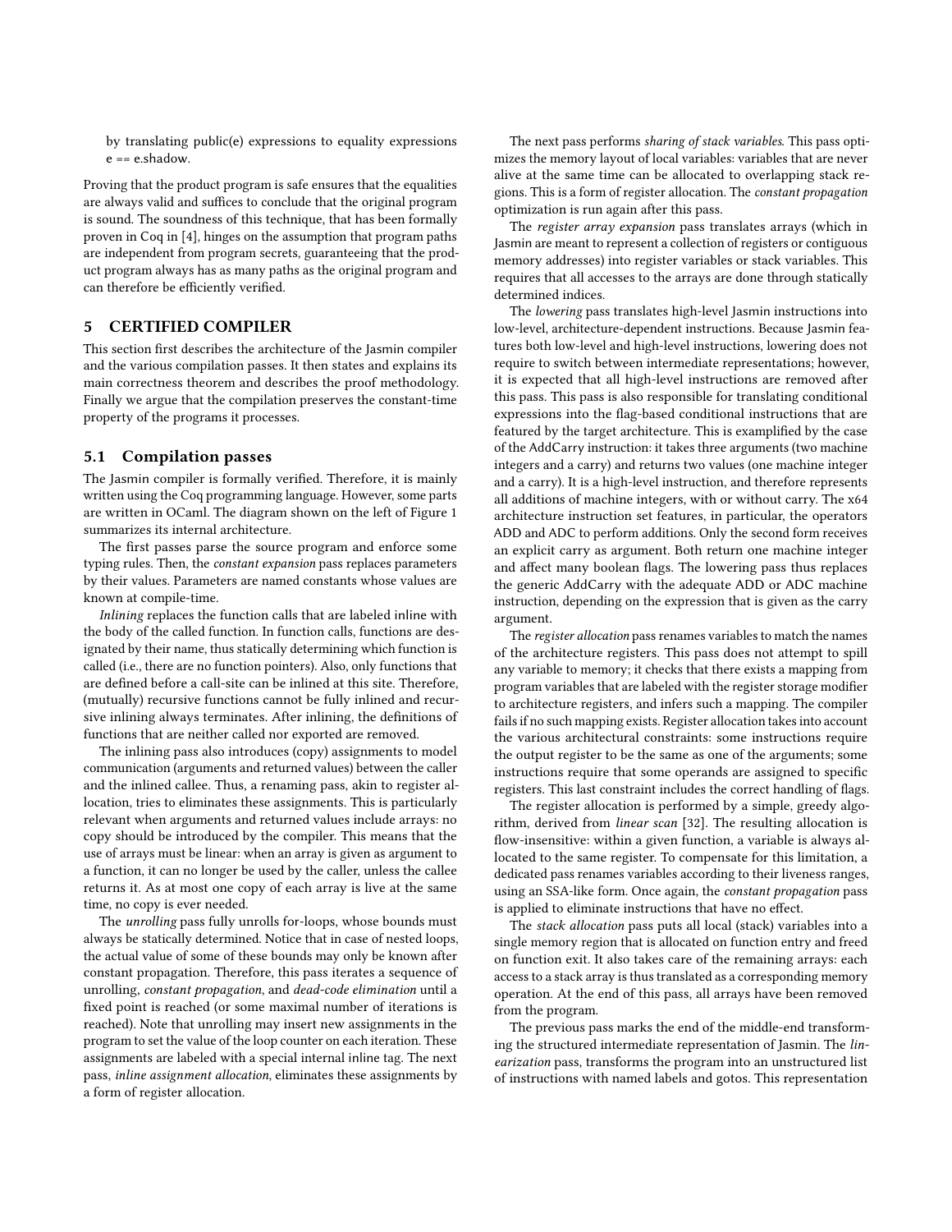by translating public(e) expressions to equality expressions e == e.shadow.

Proving that the product program is safe ensures that the equalities are always valid and suffices to conclude that the original program is sound. The soundness of this technique, that has been formally proven in Coq in [4], hinges on the assumption that program paths are independent from program secrets, guaranteeing that the product program always has as many paths as the original program and can therefore be efficiently verified.

## 5 CERTIFIED COMPILER

This section first describes the architecture of the Jasmin compiler and the various compilation passes. It then states and explains its main correctness theorem and describes the proof methodology. Finally we argue that the compilation preserves the constant-time property of the programs it processes.

### 5.1 Compilation passes

The Jasmin compiler is formally verified. Therefore, it is mainly written using the Coq programming language. However, some parts are written in OCaml. The diagram shown on the left of Figure 1 summarizes its internal architecture.

The first passes parse the source program and enforce some typing rules. Then, the *constant expansion* pass replaces parameters by their values. Parameters are named constants whose values are known at compile-time.

*Inlining* replaces the function calls that are labeled inline with the body of the called function. In function calls, functions are designated by their name, thus statically determining which function is called (i.e., there are no function pointers). Also, only functions that are defined before a call-site can be inlined at this site. Therefore, (mutually) recursive functions cannot be fully inlined and recursive inlining always terminates. After inlining, the definitions of functions that are neither called nor exported are removed.

The inlining pass also introduces (copy) assignments to model communication (arguments and returned values) between the caller and the inlined callee. Thus, a renaming pass, akin to register allocation, tries to eliminates these assignments. This is particularly relevant when arguments and returned values include arrays: no copy should be introduced by the compiler. This means that the use of arrays must be linear: when an array is given as argument to a function, it can no longer be used by the caller, unless the callee returns it. As at most one copy of each array is live at the same time, no copy is ever needed.

The *unrolling* pass fully unrolls for-loops, whose bounds must always be statically determined. Notice that in case of nested loops, the actual value of some of these bounds may only be known after constant propagation. Therefore, this pass iterates a sequence of unrolling, *constant propagation*, and *dead-code elimination* until a fixed point is reached (or some maximal number of iterations is reached). Note that unrolling may insert new assignments in the program to set the value of the loop counter on each iteration. These assignments are labeled with a special internal inline tag. The next pass, *inline assignment allocation*, eliminates these assignments by a form of register allocation.

The next pass performs *sharing of stack variables*. This pass optimizes the memory layout of local variables: variables that are never alive at the same time can be allocated to overlapping stack regions. This is a form of register allocation. The *constant propagation* optimization is run again after this pass.

The *register array expansion* pass translates arrays (which in Jasmin are meant to represent a collection of registers or contiguous memory addresses) into register variables or stack variables. This requires that all accesses to the arrays are done through statically determined indices.

The *lowering* pass translates high-level Jasmin instructions into low-level, architecture-dependent instructions. Because Jasmin features both low-level and high-level instructions, lowering does not require to switch between intermediate representations; however, it is expected that all high-level instructions are removed after this pass. This pass is also responsible for translating conditional expressions into the flag-based conditional instructions that are featured by the target architecture. This is examplified by the case of the AddCarry instruction: it takes three arguments (two machine integers and a carry) and returns two values (one machine integer and a carry). It is a high-level instruction, and therefore represents all additions of machine integers, with or without carry. The x64 architecture instruction set features, in particular, the operators ADD and ADC to perform additions. Only the second form receives an explicit carry as argument. Both return one machine integer and affect many boolean flags. The lowering pass thus replaces the generic AddCarry with the adequate ADD or ADC machine instruction, depending on the expression that is given as the carry argument.

The *register allocation* pass renames variables to match the names of the architecture registers. This pass does not attempt to spill any variable to memory; it checks that there exists a mapping from program variables that are labeled with the register storage modifier to architecture registers, and infers such a mapping. The compiler fails if no such mapping exists. Register allocation takes into account the various architectural constraints: some instructions require the output register to be the same as one of the arguments; some instructions require that some operands are assigned to specific registers. This last constraint includes the correct handling of flags.

The register allocation is performed by a simple, greedy algorithm, derived from *linear scan* [32]. The resulting allocation is flow-insensitive: within a given function, a variable is always allocated to the same register. To compensate for this limitation, a dedicated pass renames variables according to their liveness ranges, using an SSA-like form. Once again, the *constant propagation* pass is applied to eliminate instructions that have no effect.

The *stack allocation* pass puts all local (stack) variables into a single memory region that is allocated on function entry and freed on function exit. It also takes care of the remaining arrays: each access to a stack array is thus translated as a corresponding memory operation. At the end of this pass, all arrays have been removed from the program.

The previous pass marks the end of the middle-end transforming the structured intermediate representation of Jasmin. The *linearization* pass, transforms the program into an unstructured list of instructions with named labels and gotos. This representation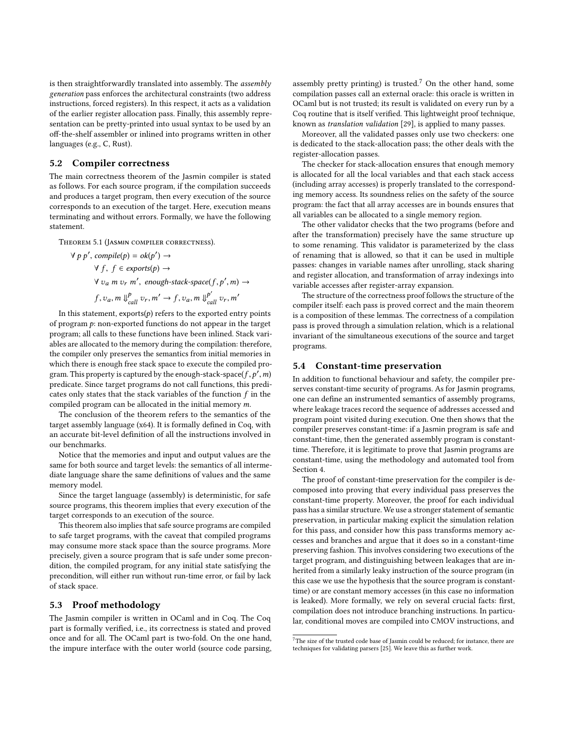is then straightforwardly translated into assembly. The *assembly generation* pass enforces the architectural constraints (two address instructions, forced registers). In this respect, it acts as a validation of the earlier register allocation pass. Finally, this assembly representation can be pretty-printed into usual syntax to be used by an off-the-shelf assembler or inlined into programs written in other languages (e.g., C, Rust).

## 5.2 Compiler correctness

The main correctness theorem of the Jasmin compiler is stated as follows. For each source program, if the compilation succeeds and produces a target program, then every execution of the source corresponds to an execution of the target. Here, execution means terminating and without errors. Formally, we have the following statement.

Theorem 5.1 (Jasmin compiler correctness).

$$\begin{aligned}
&\forall\ p\ p',\ \mathit{compile}(p) = \mathit{ok}(p') \rightarrow \\
&\quad \forall\ f,\ f \in \mathit{exports}(p) \rightarrow \\
&\quad \forall\ v_a\ m\ v_r\ m',\ \mathit{enough\text{-}stack\text{-}space}(f, p', m) \rightarrow \\
&\quad f, v_a, m \Downarrow^{p}_{call} v_r, m' \rightarrow f, v_a, m \Downarrow^{p'}_{call} v_r, m'
\end{aligned}$$

In this statement, exports($p$) refers to the exported entry points of program $p$: non-exported functions do not appear in the target program; all calls to these functions have been inlined. Stack variables are allocated to the memory during the compilation: therefore, the compiler only preserves the semantics from initial memories in which there is enough free stack space to execute the compiled program. This property is captured by the enough-stack-space($f, p', m$) predicate. Since target programs do not call functions, this predicates only states that the stack variables of the function $f$ in the compiled program can be allocated in the initial memory $m$.

The conclusion of the theorem refers to the semantics of the target assembly language (x64). It is formally defined in Coq, with an accurate bit-level definition of all the instructions involved in our benchmarks.

Notice that the memories and input and output values are the same for both source and target levels: the semantics of all intermediate language share the same definitions of values and the same memory model.

Since the target language (assembly) is deterministic, for safe source programs, this theorem implies that every execution of the target corresponds to an execution of the source.

This theorem also implies that safe source programs are compiled to safe target programs, with the caveat that compiled programs may consume more stack space than the source programs. More precisely, given a source program that is safe under some precondition, the compiled program, for any initial state satisfying the precondition, will either run without run-time error, or fail by lack of stack space.

## 5.3 Proof methodology

The Jasmin compiler is written in OCaml and in Coq. The Coq part is formally verified, i.e., its correctness is stated and proved once and for all. The OCaml part is two-fold. On the one hand, the impure interface with the outer world (source code parsing, assembly pretty printing) is trusted.[7] On the other hand, some compilation passes call an external oracle: this oracle is written in OCaml but is not trusted; its result is validated on every run by a Coq routine that is itself verified. This lightweight proof technique, known as *translation validation* [29], is applied to many passes.

Moreover, all the validated passes only use two checkers: one is dedicated to the stack-allocation pass; the other deals with the register-allocation passes.

The checker for stack-allocation ensures that enough memory is allocated for all the local variables and that each stack access (including array accesses) is properly translated to the corresponding memory access. Its soundness relies on the safety of the source program: the fact that all array accesses are in bounds ensures that all variables can be allocated to a single memory region.

The other validator checks that the two programs (before and after the transformation) precisely have the same structure up to some renaming. This validator is parameterized by the class of renaming that is allowed, so that it can be used in multiple passes: changes in variable names after unrolling, stack sharing and register allocation, and transformation of array indexings into variable accesses after register-array expansion.

The structure of the correctness proof follows the structure of the compiler itself: each pass is proved correct and the main theorem is a composition of these lemmas. The correctness of a compilation pass is proved through a simulation relation, which is a relational invariant of the simultaneous executions of the source and target programs.

## 5.4 Constant-time preservation

In addition to functional behaviour and safety, the compiler preserves constant-time security of programs. As for Jasmin programs, one can define an instrumented semantics of assembly programs, where leakage traces record the sequence of addresses accessed and program point visited during execution. One then shows that the compiler preserves constant-time: if a Jasmin program is safe and constant-time, then the generated assembly program is constant-time. Therefore, it is legitimate to prove that Jasmin programs are constant-time, using the methodology and automated tool from Section 4.

The proof of constant-time preservation for the compiler is decomposed into proving that every individual pass preserves the constant-time property. Moreover, the proof for each individual pass has a similar structure. We use a stronger statement of semantic preservation, in particular making explicit the simulation relation for this pass, and consider how this pass transforms memory accesses and branches and argue that it does so in a constant-time preserving fashion. This involves considering two executions of the target program, and distinguishing between leakages that are inherited from a similarly leaky instruction of the source program (in this case we use the hypothesis that the source program is constant-time) or are constant memory accesses (in this case no information is leaked). More formally, we rely on several crucial facts: first, compilation does not introduce branching instructions. In particular, conditional moves are compiled into CMOV instructions, and

[7] The size of the trusted code base of Jasmin could be reduced; for instance, there are techniques for validating parsers [25]. We leave this as further work.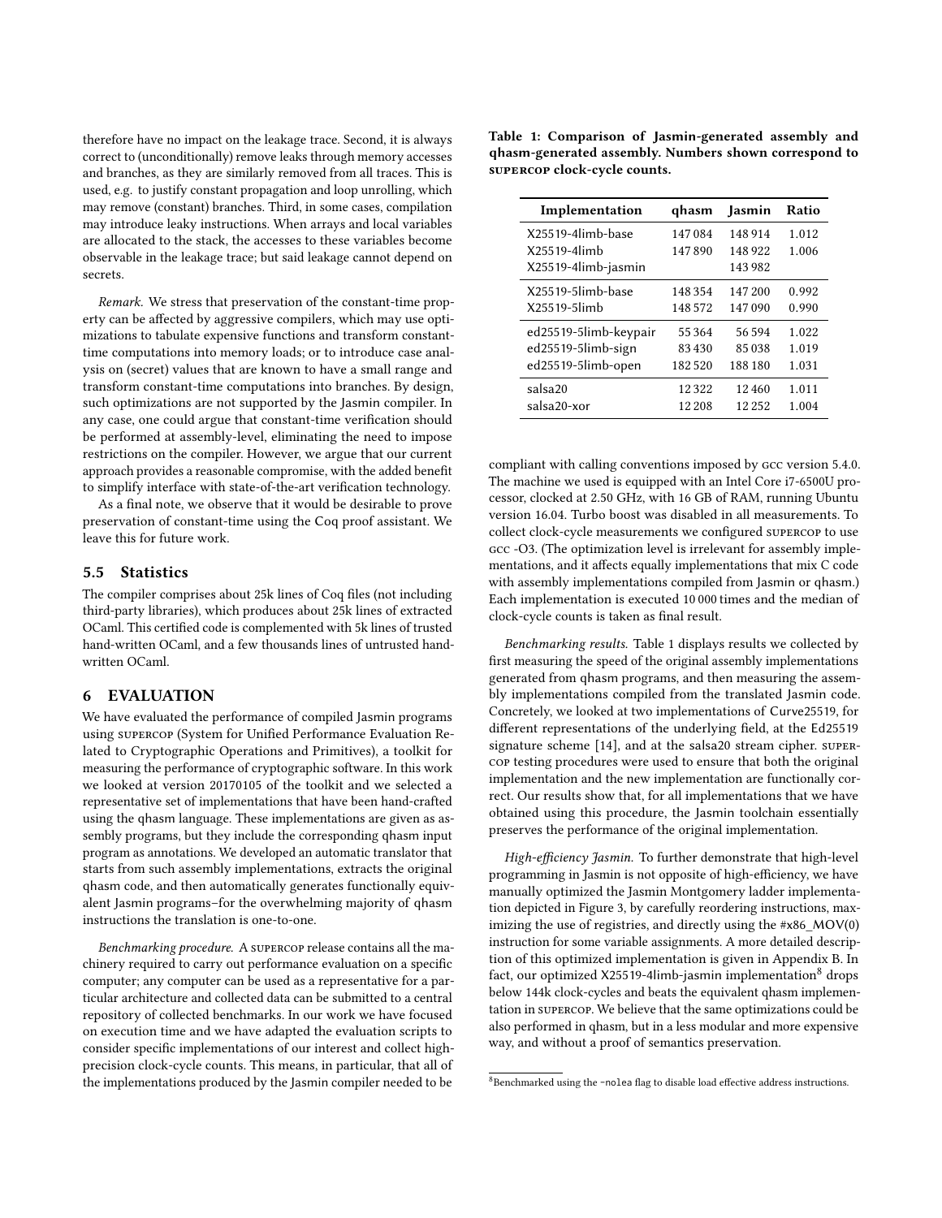therefore have no impact on the leakage trace. Second, it is always correct to (unconditionally) remove leaks through memory accesses and branches, as they are similarly removed from all traces. This is used, e.g. to justify constant propagation and loop unrolling, which may remove (constant) branches. Third, in some cases, compilation may introduce leaky instructions. When arrays and local variables are allocated to the stack, the accesses to these variables become observable in the leakage trace; but said leakage cannot depend on secrets.

*Remark.* We stress that preservation of the constant-time property can be affected by aggressive compilers, which may use optimizations to tabulate expensive functions and transform constant-time computations into memory loads; or to introduce case analysis on (secret) values that are known to have a small range and transform constant-time computations into branches. By design, such optimizations are not supported by the Jasmin compiler. In any case, one could argue that constant-time verification should be performed at assembly-level, eliminating the need to impose restrictions on the compiler. However, we argue that our current approach provides a reasonable compromise, with the added benefit to simplify interface with state-of-the-art verification technology.

As a final note, we observe that it would be desirable to prove preservation of constant-time using the Coq proof assistant. We leave this for future work.

### 5.5 Statistics

The compiler comprises about 25k lines of Coq files (not including third-party libraries), which produces about 25k lines of extracted OCaml. This certified code is complemented with 5k lines of trusted hand-written OCaml, and a few thousands lines of untrusted hand-written OCaml.

## 6 EVALUATION

We have evaluated the performance of compiled Jasmin programs using SUPERCOP (System for Unified Performance Evaluation Related to Cryptographic Operations and Primitives), a toolkit for measuring the performance of cryptographic software. In this work we looked at version 20170105 of the toolkit and we selected a representative set of implementations that have been hand-crafted using the qhasm language. These implementations are given as assembly programs, but they include the corresponding qhasm input program as annotations. We developed an automatic translator that starts from such assembly implementations, extracts the original qhasm code, and then automatically generates functionally equivalent Jasmin programs–for the overwhelming majority of qhasm instructions the translation is one-to-one.

*Benchmarking procedure.* A SUPERCOP release contains all the machinery required to carry out performance evaluation on a specific computer; any computer can be used as a representative for a particular architecture and collected data can be submitted to a central repository of collected benchmarks. In our work we have focused on execution time and we have adapted the evaluation scripts to consider specific implementations of our interest and collect high-precision clock-cycle counts. This means, in particular, that all of the implementations produced by the Jasmin compiler needed to be compliant with calling conventions imposed by GCC version 5.4.0. The machine we used is equipped with an Intel Core i7-6500U processor, clocked at 2.50 GHz, with 16 GB of RAM, running Ubuntu version 16.04. Turbo boost was disabled in all measurements. To collect clock-cycle measurements we configured SUPERCOP to use GCC -O3. (The optimization level is irrelevant for assembly implementations, and it affects equally implementations that mix C code with assembly implementations compiled from Jasmin or qhasm.) Each implementation is executed 10 000 times and the median of clock-cycle counts is taken as final result.

**Table 1: Comparison of Jasmin-generated assembly and qhasm-generated assembly. Numbers shown correspond to SUPERCOP clock-cycle counts.**

| Implementation | qhasm | Jasmin | Ratio |
|---|---|---|---|
| X25519-4limb-base | 147 084 | 148 914 | 1.012 |
| X25519-4limb | 147 890 | 148 922 | 1.006 |
| X25519-4limb-jasmin | | 143 982 | |
| X25519-5limb-base | 148 354 | 147 200 | 0.992 |
| X25519-5limb | 148 572 | 147 090 | 0.990 |
| ed25519-5limb-keypair | 55 364 | 56 594 | 1.022 |
| ed25519-5limb-sign | 83 430 | 85 038 | 1.019 |
| ed25519-5limb-open | 182 520 | 188 180 | 1.031 |
| salsa20 | 12 322 | 12 460 | 1.011 |
| salsa20-xor | 12 208 | 12 252 | 1.004 |

*Benchmarking results.* Table 1 displays results we collected by first measuring the speed of the original assembly implementations generated from qhasm programs, and then measuring the assembly implementations compiled from the translated Jasmin code. Concretely, we looked at two implementations of Curve25519, for different representations of the underlying field, at the Ed25519 signature scheme [14], and at the salsa20 stream cipher. SUPERCOP testing procedures were used to ensure that both the original implementation and the new implementation are functionally correct. Our results show that, for all implementations that we have obtained using this procedure, the Jasmin toolchain essentially preserves the performance of the original implementation.

*High-efficiency Jasmin.* To further demonstrate that high-level programming in Jasmin is not opposite of high-efficiency, we have manually optimized the Jasmin Montgomery ladder implementation depicted in Figure 3, by carefully reordering instructions, maximizing the use of registries, and directly using the #x86_MOV(0) instruction for some variable assignments. A more detailed description of this optimized implementation is given in Appendix B. In fact, our optimized X25519-4limb-jasmin implementation[8] drops below 144k clock-cycles and beats the equivalent qhasm implementation in SUPERCOP. We believe that the same optimizations could be also performed in qhasm, but in a less modular and more expensive way, and without a proof of semantics preservation.

[8] Benchmarked using the -nolea flag to disable load effective address instructions.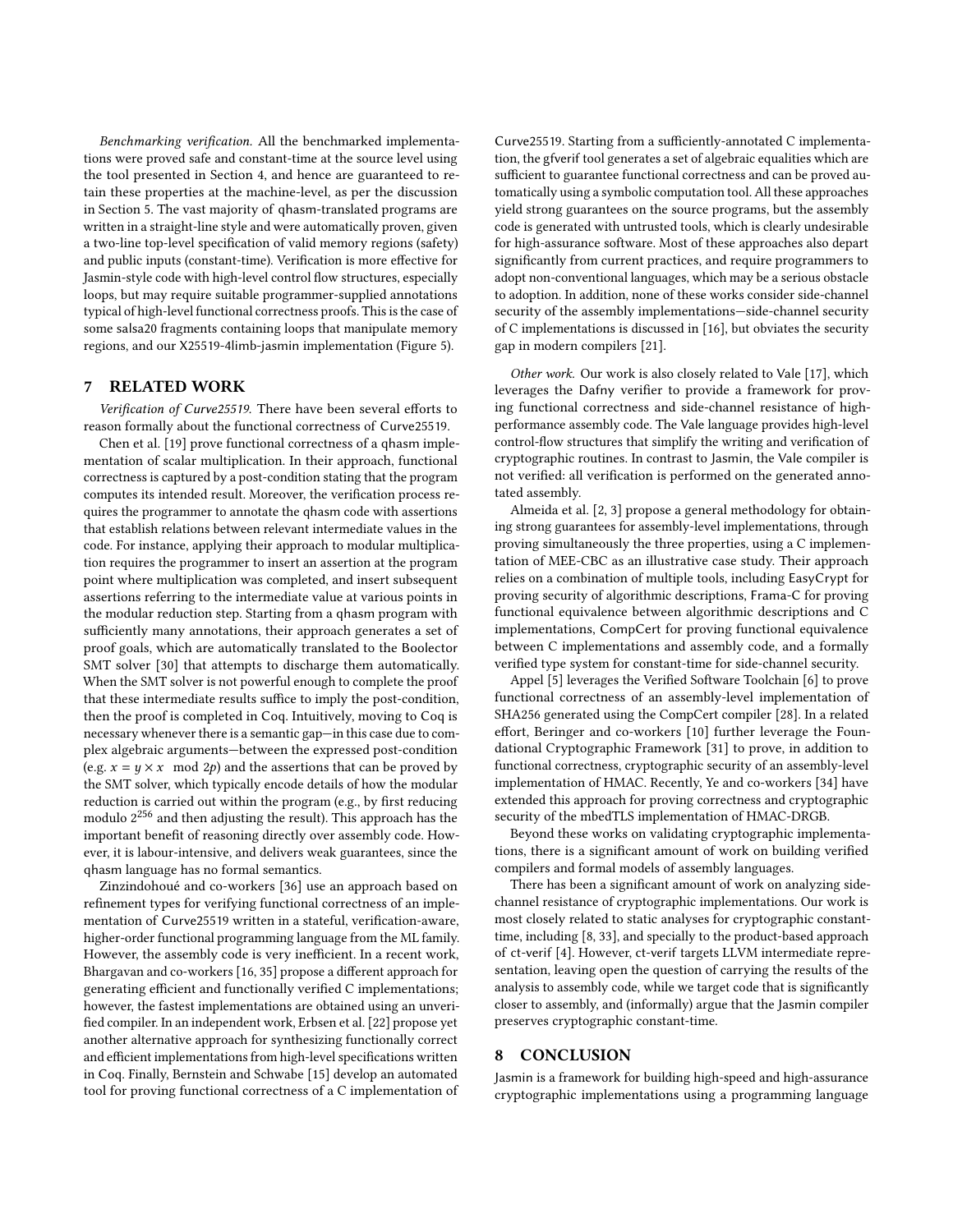*Benchmarking verification.* All the benchmarked implementations were proved safe and constant-time at the source level using the tool presented in Section 4, and hence are guaranteed to retain these properties at the machine-level, as per the discussion in Section 5. The vast majority of qhasm-translated programs are written in a straight-line style and were automatically proven, given a two-line top-level specification of valid memory regions (safety) and public inputs (constant-time). Verification is more effective for Jasmin-style code with high-level control flow structures, especially loops, but may require suitable programmer-supplied annotations typical of high-level functional correctness proofs. This is the case of some salsa20 fragments containing loops that manipulate memory regions, and our X25519-4limb-jasmin implementation (Figure 5).

## 7 RELATED WORK

*Verification of Curve25519.* There have been several efforts to reason formally about the functional correctness of Curve25519.

Chen et al. [19] prove functional correctness of a qhasm implementation of scalar multiplication. In their approach, functional correctness is captured by a post-condition stating that the program computes its intended result. Moreover, the verification process requires the programmer to annotate the qhasm code with assertions that establish relations between relevant intermediate values in the code. For instance, applying their approach to modular multiplication requires the programmer to insert an assertion at the program point where multiplication was completed, and insert subsequent assertions referring to the intermediate value at various points in the modular reduction step. Starting from a qhasm program with sufficiently many annotations, their approach generates a set of proof goals, which are automatically translated to the Boolector SMT solver [30] that attempts to discharge them automatically. When the SMT solver is not powerful enough to complete the proof that these intermediate results suffice to imply the post-condition, then the proof is completed in Coq. Intuitively, moving to Coq is necessary whenever there is a semantic gap—in this case due to complex algebraic arguments—between the expressed post-condition (e.g. $x = y \times x \mod 2p$) and the assertions that can be proved by the SMT solver, which typically encode details of how the modular reduction is carried out within the program (e.g., by first reducing modulo $2^{256}$ and then adjusting the result). This approach has the important benefit of reasoning directly over assembly code. However, it is labour-intensive, and delivers weak guarantees, since the qhasm language has no formal semantics.

Zinzindohoué and co-workers [36] use an approach based on refinement types for verifying functional correctness of an implementation of Curve25519 written in a stateful, verification-aware, higher-order functional programming language from the ML family. However, the assembly code is very inefficient. In a recent work, Bhargavan and co-workers [16, 35] propose a different approach for generating efficient and functionally verified C implementations; however, the fastest implementations are obtained using an unverified compiler. In an independent work, Erbsen et al. [22] propose yet another alternative approach for synthesizing functionally correct and efficient implementations from high-level specifications written in Coq. Finally, Bernstein and Schwabe [15] develop an automated tool for proving functional correctness of a C implementation of Curve25519. Starting from a sufficiently-annotated C implementation, the gfverif tool generates a set of algebraic equalities which are sufficient to guarantee functional correctness and can be proved automatically using a symbolic computation tool. All these approaches yield strong guarantees on the source programs, but the assembly code is generated with untrusted tools, which is clearly undesirable for high-assurance software. Most of these approaches also depart significantly from current practices, and require programmers to adopt non-conventional languages, which may be a serious obstacle to adoption. In addition, none of these works consider side-channel security of the assembly implementations—side-channel security of C implementations is discussed in [16], but obviates the security gap in modern compilers [21].

*Other work.* Our work is also closely related to Vale [17], which leverages the Dafny verifier to provide a framework for proving functional correctness and side-channel resistance of high-performance assembly code. The Vale language provides high-level control-flow structures that simplify the writing and verification of cryptographic routines. In contrast to Jasmin, the Vale compiler is not verified: all verification is performed on the generated annotated assembly.

Almeida et al. [2, 3] propose a general methodology for obtaining strong guarantees for assembly-level implementations, through proving simultaneously the three properties, using a C implementation of MEE-CBC as an illustrative case study. Their approach relies on a combination of multiple tools, including EasyCrypt for proving security of algorithmic descriptions, Frama-C for proving functional equivalence between algorithmic descriptions and C implementations, CompCert for proving functional equivalence between C implementations and assembly code, and a formally verified type system for constant-time for side-channel security.

Appel [5] leverages the Verified Software Toolchain [6] to prove functional correctness of an assembly-level implementation of SHA256 generated using the CompCert compiler [28]. In a related effort, Beringer and co-workers [10] further leverage the Foundational Cryptographic Framework [31] to prove, in addition to functional correctness, cryptographic security of an assembly-level implementation of HMAC. Recently, Ye and co-workers [34] have extended this approach for proving correctness and cryptographic security of the mbedTLS implementation of HMAC-DRGB.

Beyond these works on validating cryptographic implementations, there is a significant amount of work on building verified compilers and formal models of assembly languages.

There has been a significant amount of work on analyzing side-channel resistance of cryptographic implementations. Our work is most closely related to static analyses for cryptographic constant-time, including [8, 33], and specially to the product-based approach of ct-verif [4]. However, ct-verif targets LLVM intermediate representation, leaving open the question of carrying the results of the analysis to assembly code, while we target code that is significantly closer to assembly, and (informally) argue that the Jasmin compiler preserves cryptographic constant-time.

## 8 CONCLUSION

Jasmin is a framework for building high-speed and high-assurance cryptographic implementations using a programming language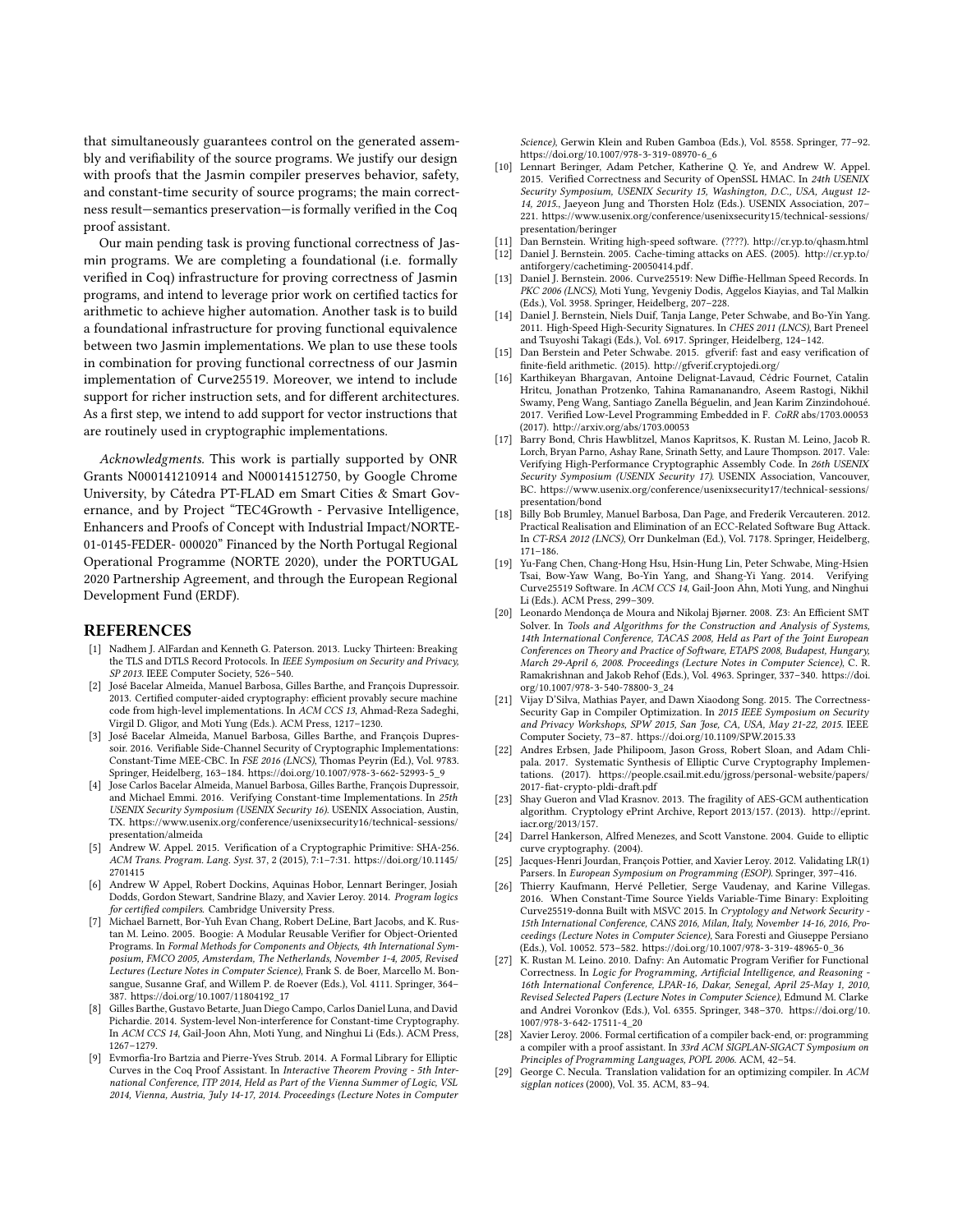that simultaneously guarantees control on the generated assembly and verifiability of the source programs. We justify our design with proofs that the Jasmin compiler preserves behavior, safety, and constant-time security of source programs; the main correctness result—semantics preservation—is formally verified in the Coq proof assistant.

Our main pending task is proving functional correctness of Jasmin programs. We are completing a foundational (i.e. formally verified in Coq) infrastructure for proving correctness of Jasmin programs, and intend to leverage prior work on certified tactics for arithmetic to achieve higher automation. Another task is to build a foundational infrastructure for proving functional equivalence between two Jasmin implementations. We plan to use these tools in combination for proving functional correctness of our Jasmin implementation of Curve25519. Moreover, we intend to include support for richer instruction sets, and for different architectures. As a first step, we intend to add support for vector instructions that are routinely used in cryptographic implementations.

*Acknowledgments.* This work is partially supported by ONR Grants N000141210914 and N000141512750, by Google Chrome University, by Cátedra PT-FLAD em Smart Cities & Smart Governance, and by Project "TEC4Growth - Pervasive Intelligence, Enhancers and Proofs of Concept with Industrial Impact/NORTE-01-0145-FEDER- 000020" Financed by the North Portugal Regional Operational Programme (NORTE 2020), under the PORTUGAL 2020 Partnership Agreement, and through the European Regional Development Fund (ERDF).

## REFERENCES

[1] Nadhem J. AlFardan and Kenneth G. Paterson. 2013. Lucky Thirteen: Breaking the TLS and DTLS Record Protocols. In *IEEE Symposium on Security and Privacy, SP 2013*. IEEE Computer Society, 526–540.

[2] José Bacelar Almeida, Manuel Barbosa, Gilles Barthe, and François Dupressoir. 2013. Certified computer-aided cryptography: efficient provably secure machine code from high-level implementations. In *ACM CCS 13*, Ahmad-Reza Sadeghi, Virgil D. Gligor, and Moti Yung (Eds.). ACM Press, 1217–1230.

[3] José Bacelar Almeida, Manuel Barbosa, Gilles Barthe, and François Dupressoir. 2016. Verifiable Side-Channel Security of Cryptographic Implementations: Constant-Time MEE-CBC. In *FSE 2016 (LNCS)*, Thomas Peyrin (Ed.), Vol. 9783. Springer, Heidelberg, 163–184. https://doi.org/10.1007/978-3-662-52993-5_9

[4] Jose Carlos Bacelar Almeida, Manuel Barbosa, Gilles Barthe, François Dupressoir, and Michael Emmi. 2016. Verifying Constant-time Implementations. In *25th USENIX Security Symposium (USENIX Security 16)*. USENIX Association, Austin, TX. https://www.usenix.org/conference/usenixsecurity16/technical-sessions/presentation/almeida

[5] Andrew W. Appel. 2015. Verification of a Cryptographic Primitive: SHA-256. *ACM Trans. Program. Lang. Syst.* 37, 2 (2015), 7:1–7:31. https://doi.org/10.1145/2701415

[6] Andrew W Appel, Robert Dockins, Aquinas Hobor, Lennart Beringer, Josiah Dodds, Gordon Stewart, Sandrine Blazy, and Xavier Leroy. 2014. *Program logics for certified compilers*. Cambridge University Press.

[7] Michael Barnett, Bor-Yuh Evan Chang, Robert DeLine, Bart Jacobs, and K. Rustan M. Leino. 2005. Boogie: A Modular Reusable Verifier for Object-Oriented Programs. In *Formal Methods for Components and Objects, 4th International Symposium, FMCO 2005, Amsterdam, The Netherlands, November 1-4, 2005, Revised Lectures (Lecture Notes in Computer Science)*, Frank S. de Boer, Marcello M. Bonsangue, Susanne Graf, and Willem P. de Roever (Eds.), Vol. 4111. Springer, 364–387. https://doi.org/10.1007/11804192_17

[8] Gilles Barthe, Gustavo Betarte, Juan Diego Campo, Carlos Daniel Luna, and David Pichardie. 2014. System-level Non-interference for Constant-time Cryptography. In *ACM CCS 14*, Gail-Joon Ahn, Moti Yung, and Ninghui Li (Eds.). ACM Press, 1267–1279.

[9] Evmorfia-Iro Bartzia and Pierre-Yves Strub. 2014. A Formal Library for Elliptic Curves in the Coq Proof Assistant. In *Interactive Theorem Proving - 5th International Conference, ITP 2014, Held as Part of the Vienna Summer of Logic, VSL 2014, Vienna, Austria, July 14-17, 2014. Proceedings (Lecture Notes in Computer Science)*, Gerwin Klein and Ruben Gamboa (Eds.), Vol. 8558. Springer, 77–92. https://doi.org/10.1007/978-3-319-08970-6_6

[10] Lennart Beringer, Adam Petcher, Katherine Q. Ye, and Andrew W. Appel. 2015. Verified Correctness and Security of OpenSSL HMAC. In *24th USENIX Security Symposium, USENIX Security 15, Washington, D.C., USA, August 12-14, 2015.*, Jaeyeon Jung and Thorsten Holz (Eds.). USENIX Association, 207–221. https://www.usenix.org/conference/usenixsecurity15/technical-sessions/presentation/beringer

[11] Dan Bernstein. Writing high-speed software. (????). http://cr.yp.to/qhasm.html

[12] Daniel J. Bernstein. 2005. Cache-timing attacks on AES. (2005). http://cr.yp.to/antiforgery/cachetiming-20050414.pdf.

[13] Daniel J. Bernstein. 2006. Curve25519: New Diffie-Hellman Speed Records. In *PKC 2006 (LNCS)*, Moti Yung, Yevgeniy Dodis, Aggelos Kiayias, and Tal Malkin (Eds.), Vol. 3958. Springer, Heidelberg, 207–228.

[14] Daniel J. Bernstein, Niels Duif, Tanja Lange, Peter Schwabe, and Bo-Yin Yang. 2011. High-Speed High-Security Signatures. In *CHES 2011 (LNCS)*, Bart Preneel and Tsuyoshi Takagi (Eds.), Vol. 6917. Springer, Heidelberg, 124–142.

[15] Dan Berstein and Peter Schwabe. 2015. gfverif: fast and easy verification of finite-field arithmetic. (2015). http://gfverif.cryptojedi.org/

[16] Karthikeyan Bhargavan, Antoine Delignat-Lavaud, Cédric Fournet, Catalin Hritcu, Jonathan Protzenko, Tahina Ramananandro, Aseem Rastogi, Nikhil Swamy, Peng Wang, Santiago Zanella Béguelin, and Jean Karim Zinzindohoué. 2017. Verified Low-Level Programming Embedded in F. *CoRR* abs/1703.00053 (2017). http://arxiv.org/abs/1703.00053

[17] Barry Bond, Chris Hawblitzel, Manos Kapritsos, K. Rustan M. Leino, Jacob R. Lorch, Bryan Parno, Ashay Rane, Srinath Setty, and Laure Thompson. 2017. Vale: Verifying High-Performance Cryptographic Assembly Code. In *26th USENIX Security Symposium (USENIX Security 17)*. USENIX Association, Vancouver, BC. https://www.usenix.org/conference/usenixsecurity17/technical-sessions/presentation/bond

[18] Billy Bob Brumley, Manuel Barbosa, Dan Page, and Frederik Vercauteren. 2012. Practical Realisation and Elimination of an ECC-Related Software Bug Attack. In *CT-RSA 2012 (LNCS)*, Orr Dunkelman (Ed.), Vol. 7178. Springer, Heidelberg, 171–186.

[19] Yu-Fang Chen, Chang-Hong Hsu, Hsin-Hung Lin, Peter Schwabe, Ming-Hsien Tsai, Bow-Yaw Wang, Bo-Yin Yang, and Shang-Yi Yang. 2014. Verifying Curve25519 Software. In *ACM CCS 14*, Gail-Joon Ahn, Moti Yung, and Ninghui Li (Eds.). ACM Press, 299–309.

[20] Leonardo Mendonça de Moura and Nikolaj Bjørner. 2008. Z3: An Efficient SMT Solver. In *Tools and Algorithms for the Construction and Analysis of Systems, 14th International Conference, TACAS 2008, Held as Part of the Joint European Conferences on Theory and Practice of Software, ETAPS 2008, Budapest, Hungary, March 29-April 6, 2008. Proceedings (Lecture Notes in Computer Science)*, C. R. Ramakrishnan and Jakob Rehof (Eds.), Vol. 4963. Springer, 337–340. https://doi.org/10.1007/978-3-540-78800-3_24

[21] Vijay D'Silva, Mathias Payer, and Dawn Xiaodong Song. 2015. The Correctness-Security Gap in Compiler Optimization. In *2015 IEEE Symposium on Security and Privacy Workshops, SPW 2015, San Jose, CA, USA, May 21-22, 2015*. IEEE Computer Society, 73–87. https://doi.org/10.1109/SPW.2015.33

[22] Andres Erbsen, Jade Philipoom, Jason Gross, Robert Sloan, and Adam Chlipala. 2017. Systematic Synthesis of Elliptic Curve Cryptography Implementations. (2017). https://people.csail.mit.edu/jgross/personal-website/papers/2017-fiat-crypto-pldi-draft.pdf

[23] Shay Gueron and Vlad Krasnov. 2013. The fragility of AES-GCM authentication algorithm. Cryptology ePrint Archive, Report 2013/157. (2013). http://eprint.iacr.org/2013/157.

[24] Darrel Hankerson, Alfred Menezes, and Scott Vanstone. 2004. Guide to elliptic curve cryptography. (2004).

[25] Jacques-Henri Jourdan, François Pottier, and Xavier Leroy. 2012. Validating LR(1) Parsers. In *European Symposium on Programming (ESOP)*. Springer, 397–416.

[26] Thierry Kaufmann, Hervé Pelletier, Serge Vaudenay, and Karine Villegas. 2016. When Constant-Time Source Yields Variable-Time Binary: Exploiting Curve25519-donna Built with MSVC 2015. In *Cryptology and Network Security - 15th International Conference, CANS 2016, Milan, Italy, November 14-16, 2016, Proceedings (Lecture Notes in Computer Science)*, Sara Foresti and Giuseppe Persiano (Eds.), Vol. 10052. 573–582. https://doi.org/10.1007/978-3-319-48965-0_36

[27] K. Rustan M. Leino. 2010. Dafny: An Automatic Program Verifier for Functional Correctness. In *Logic for Programming, Artificial Intelligence, and Reasoning - 16th International Conference, LPAR-16, Dakar, Senegal, April 25-May 1, 2010, Revised Selected Papers (Lecture Notes in Computer Science)*, Edmund M. Clarke and Andrei Voronkov (Eds.), Vol. 6355. Springer, 348–370. https://doi.org/10.1007/978-3-642-17511-4_20

[28] Xavier Leroy. 2006. Formal certification of a compiler back-end, or: programming a compiler with a proof assistant. In *33rd ACM SIGPLAN-SIGACT Symposium on Principles of Programming Languages, POPL 2006*. ACM, 42–54.

[29] George C. Necula. Translation validation for an optimizing compiler. In *ACM sigplan notices* (2000), Vol. 35. ACM, 83–94.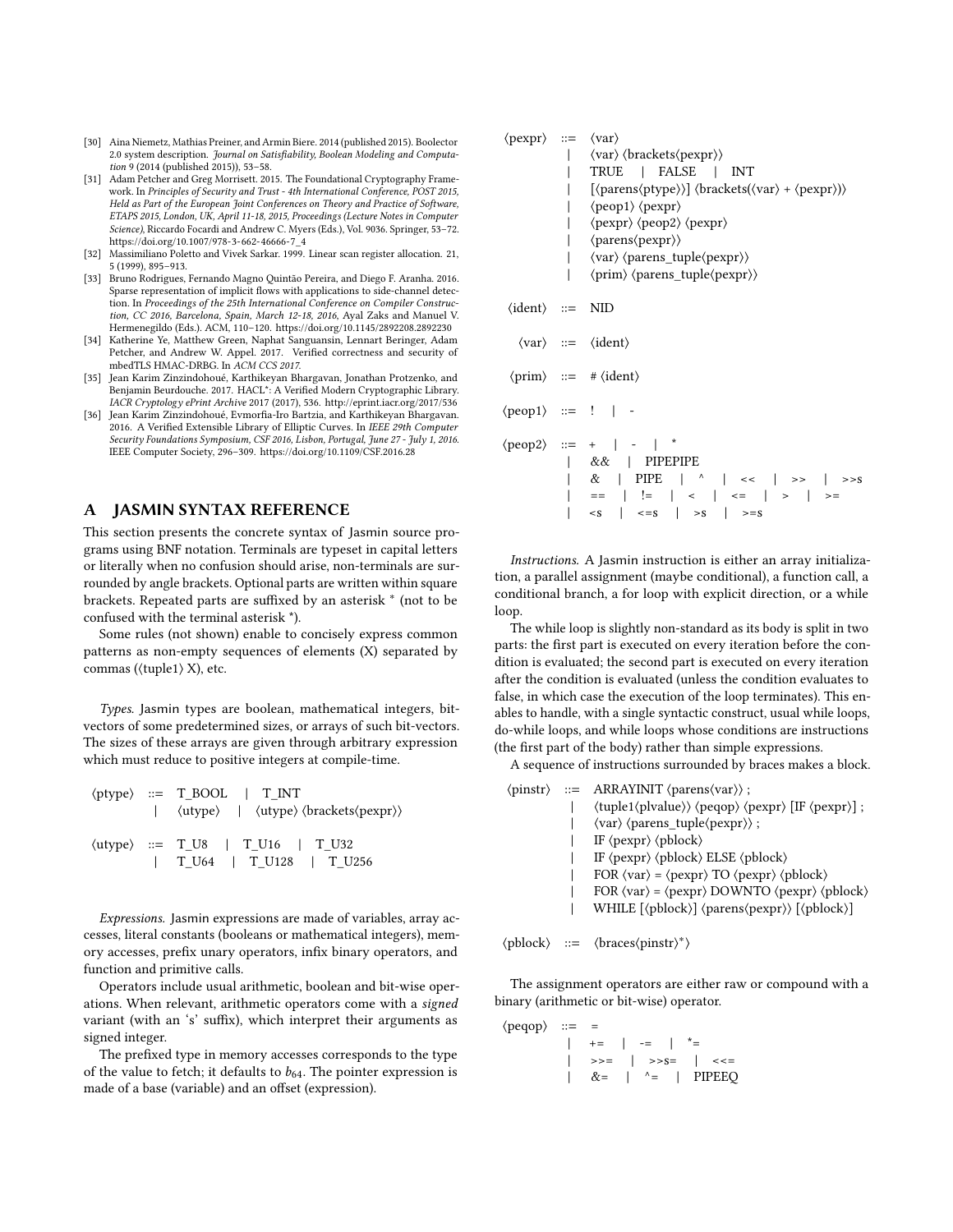[30] Aina Niemetz, Mathias Preiner, and Armin Biere. 2014 (published 2015). Boolector 2.0 system description. *Journal on Satisfiability, Boolean Modeling and Computation* 9 (2014 (published 2015)), 53–58.

[31] Adam Petcher and Greg Morrisett. 2015. The Foundational Cryptography Framework. In *Principles of Security and Trust - 4th International Conference, POST 2015, Held as Part of the European Joint Conferences on Theory and Practice of Software, ETAPS 2015, London, UK, April 11-18, 2015, Proceedings (Lecture Notes in Computer Science)*, Riccardo Focardi and Andrew C. Myers (Eds.), Vol. 9036. Springer, 53–72. https://doi.org/10.1007/978-3-662-46666-7_4

[32] Massimiliano Poletto and Vivek Sarkar. 1999. Linear scan register allocation. 21, 5 (1999), 895–913.

[33] Bruno Rodrigues, Fernando Magno Quintão Pereira, and Diego F. Aranha. 2016. Sparse representation of implicit flows with applications to side-channel detection. In *Proceedings of the 25th International Conference on Compiler Construction, CC 2016, Barcelona, Spain, March 12-18, 2016*, Ayal Zaks and Manuel V. Hermenegildo (Eds.). ACM, 110–120. https://doi.org/10.1145/2892208.2892230

[34] Katherine Ye, Matthew Green, Naphat Sanguansin, Lennart Beringer, Adam Petcher, and Andrew W. Appel. 2017. Verified correctness and security of mbedTLS HMAC-DRBG. In *ACM CCS 2017*.

[35] Jean Karim Zinzindohoué, Karthikeyan Bhargavan, Jonathan Protzenko, and Benjamin Beurdouche. 2017. HACL*: A Verified Modern Cryptographic Library. *IACR Cryptology ePrint Archive* 2017 (2017), 536. http://eprint.iacr.org/2017/536

[36] Jean Karim Zinzindohoué, Evmorfia-Iro Bartzia, and Karthikeyan Bhargavan. 2016. A Verified Extensible Library of Elliptic Curves. In *IEEE 29th Computer Security Foundations Symposium, CSF 2016, Lisbon, Portugal, June 27 - July 1, 2016*. IEEE Computer Society, 296–309. https://doi.org/10.1109/CSF.2016.28

## A JASMIN SYNTAX REFERENCE

This section presents the concrete syntax of Jasmin source programs using BNF notation. Terminals are typeset in capital letters or literally when no confusion should arise, non-terminals are surrounded by angle brackets. Optional parts are written within square brackets. Repeated parts are suffixed by an asterisk * (not to be confused with the terminal asterisk *).

Some rules (not shown) enable to concisely express common patterns as non-empty sequences of elements (X) separated by commas (⟨tuple1⟩ X), etc.

*Types.* Jasmin types are boolean, mathematical integers, bit-vectors of some predetermined sizes, or arrays of such bit-vectors. The sizes of these arrays are given through arbitrary expression which must reduce to positive integers at compile-time.

```
⟨ptype⟩ ::= T_BOOL | T_INT
          | ⟨utype⟩ | ⟨utype⟩ ⟨brackets⟨pexpr⟩⟩

⟨utype⟩ ::= T_U8 | T_U16 | T_U32
          | T_U64 | T_U128 | T_U256
```

*Expressions.* Jasmin expressions are made of variables, array accesses, literal constants (booleans or mathematical integers), memory accesses, prefix unary operators, infix binary operators, and function and primitive calls.

Operators include usual arithmetic, boolean and bit-wise operations. When relevant, arithmetic operators come with a *signed* variant (with an 's' suffix), which interpret their arguments as signed integer.

The prefixed type in memory accesses corresponds to the type of the value to fetch; it defaults to $b_{64}$. The pointer expression is made of a base (variable) and an offset (expression).

```
⟨pexpr⟩ ::= ⟨var⟩
          | ⟨var⟩ ⟨brackets⟨pexpr⟩⟩
          | TRUE | FALSE | INT
          | [⟨parens⟨ptype⟩⟩] ⟨brackets(⟨var⟩ + ⟨pexpr⟩)⟩
          | ⟨peop1⟩ ⟨pexpr⟩
          | ⟨pexpr⟩ ⟨peop2⟩ ⟨pexpr⟩
          | ⟨parens⟨pexpr⟩⟩
          | ⟨var⟩ ⟨parens_tuple⟨pexpr⟩⟩
          | ⟨prim⟩ ⟨parens_tuple⟨pexpr⟩⟩

⟨ident⟩ ::= NID

⟨var⟩ ::= ⟨ident⟩

⟨prim⟩ ::= # ⟨ident⟩

⟨peop1⟩ ::= ! | -

⟨peop2⟩ ::= + | - | *
          | && | PIPEPIPE
          | & | PIPE | ^ | << | >> | >>s
          | == | != | < | <= | > | >=
          | <s | <=s | >s | >=s
```

*Instructions.* A Jasmin instruction is either an array initialization, a parallel assignment (maybe conditional), a function call, a conditional branch, a for loop with explicit direction, or a while loop.

The while loop is slightly non-standard as its body is split in two parts: the first part is executed on every iteration before the condition is evaluated; the second part is executed on every iteration after the condition is evaluated (unless the condition evaluates to false, in which case the execution of the loop terminates). This enables to handle, with a single syntactic construct, usual while loops, do-while loops, and while loops whose conditions are instructions (the first part of the body) rather than simple expressions.

A sequence of instructions surrounded by braces makes a block.

```
⟨pinstr⟩ ::= ARRAYINIT ⟨parens⟨var⟩⟩ ;
           | ⟨tuple1⟨plvalue⟩⟩ ⟨peqop⟩ ⟨pexpr⟩ [IF ⟨pexpr⟩] ;
           | ⟨var⟩ ⟨parens_tuple⟨pexpr⟩⟩ ;
           | IF ⟨pexpr⟩ ⟨pblock⟩
           | IF ⟨pexpr⟩ ⟨pblock⟩ ELSE ⟨pblock⟩
           | FOR ⟨var⟩ = ⟨pexpr⟩ TO ⟨pexpr⟩ ⟨pblock⟩
           | FOR ⟨var⟩ = ⟨pexpr⟩ DOWNTO ⟨pexpr⟩ ⟨pblock⟩
           | WHILE [⟨pblock⟩] ⟨parens⟨pexpr⟩⟩ [⟨pblock⟩]

⟨pblock⟩ ::= ⟨braces⟨pinstr⟩*⟩
```

The assignment operators are either raw or compound with a binary (arithmetic or bit-wise) operator.

```
⟨peqop⟩ ::= =
          | += | -= | *=
          | >>= | >>s= | <<=
          | &= | ^= | PIPEEQ
```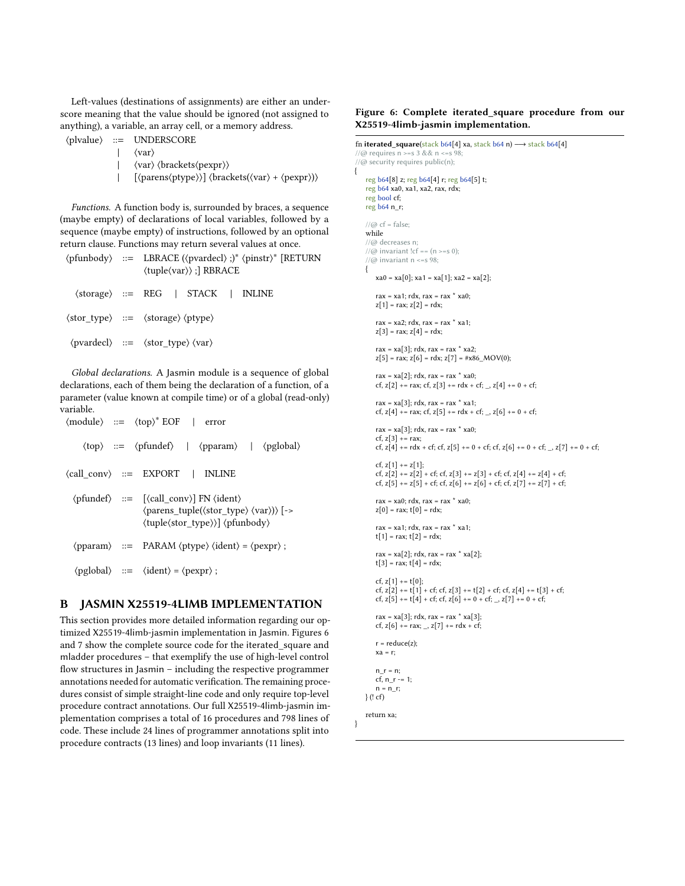Left-values (destinations of assignments) are either an underscore meaning that the value should be ignored (not assigned to anything), a variable, an array cell, or a memory address.

```
⟨plvalue⟩ ::= UNDERSCORE
            | ⟨var⟩
            | ⟨var⟩ ⟨brackets⟨pexpr⟩⟩
            | [⟨parens⟨ptype⟩⟩] ⟨brackets(⟨var⟩ + ⟨pexpr⟩)⟩
```

*Functions.* A function body is, surrounded by braces, a sequence (maybe empty) of declarations of local variables, followed by a sequence (maybe empty) of instructions, followed by an optional return clause. Functions may return several values at once.

```
⟨pfunbody⟩ ::= LBRACE (⟨pvardecl⟩ ;)* ⟨pinstr⟩* [RETURN
               ⟨tuple⟨var⟩⟩ ;] RBRACE

⟨storage⟩ ::= REG | STACK | INLINE

⟨stor_type⟩ ::= ⟨storage⟩ ⟨ptype⟩

⟨pvardecl⟩ ::= ⟨stor_type⟩ ⟨var⟩
```

*Global declarations.* A Jasmin module is a sequence of global declarations, each of them being the declaration of a function, of a parameter (value known at compile time) or of a global (read-only) variable.

```
⟨module⟩ ::= ⟨top⟩* EOF | error

⟨top⟩ ::= ⟨pfundef⟩ | ⟨pparam⟩ | ⟨pglobal⟩

⟨call_conv⟩ ::= EXPORT | INLINE

⟨pfundef⟩ ::= [⟨call_conv⟩] FN ⟨ident⟩
              ⟨parens_tuple(⟨stor_type⟩ ⟨var⟩)⟩ [->
              ⟨tuple⟨stor_type⟩⟩] ⟨pfunbody⟩

⟨pparam⟩ ::= PARAM ⟨ptype⟩ ⟨ident⟩ = ⟨pexpr⟩ ;

⟨pglobal⟩ ::= ⟨ident⟩ = ⟨pexpr⟩ ;
```

## B JASMIN X25519-4LIMB IMPLEMENTATION

This section provides more detailed information regarding our optimized X25519-4limb-jasmin implementation in Jasmin. Figures 6 and 7 show the complete source code for the iterated_square and mladder procedures – that exemplify the use of high-level control flow structures in Jasmin – including the respective programmer annotations needed for automatic verification. The remaining procedures consist of simple straight-line code and only require top-level procedure contract annotations. Our full X25519-4limb-jasmin implementation comprises a total of 16 procedures and 798 lines of code. These include 24 lines of programmer annotations split into procedure contracts (13 lines) and loop invariants (11 lines).

**Figure 6: Complete iterated_square procedure from our X25519-4limb-jasmin implementation.**

```
fn iterated_square(stack b64[4] xa, stack b64 n) ⟶ stack b64[4]
//@ requires n >=s 3 && n <=s 98;
//@ security requires public(n);
{
    reg b64[8] z; reg b64[4] r; reg b64[5] t;
    reg b64 xa0, xa1, xa2, rax, rdx;
    reg bool cf;
    reg b64 n_r;

    //@ cf = false;
    while
    //@ decreases n;
    //@ invariant !cf == (n >=s 0);
    //@ invariant n <=s 98;
    {
        xa0 = xa[0]; xa1 = xa[1]; xa2 = xa[2];

        rax = xa1; rdx, rax = rax * xa0;
        z[1] = rax; z[2] = rdx;

        rax = xa2; rdx, rax = rax * xa1;
        z[3] = rax; z[4] = rdx;

        rax = xa[3]; rdx, rax = rax * xa2;
        z[5] = rax; z[6] = rdx; z[7] = #x86_MOV(0);

        rax = xa[2]; rdx, rax = rax * xa0;
        cf, z[2] += rax; cf, z[3] += rdx + cf; _, z[4] += 0 + cf;

        rax = xa[3]; rdx, rax = rax * xa1;
        cf, z[4] += rax; cf, z[5] += rdx + cf; _, z[6] += 0 + cf;

        rax = xa[3]; rdx, rax = rax * xa0;
        cf, z[3] += rax;
        cf, z[4] += rdx + cf; cf, z[5] += 0 + cf; cf, z[6] += 0 + cf; _, z[7] += 0 + cf;

        cf, z[1] += z[1];
        cf, z[2] += z[2] + cf; cf, z[3] += z[3] + cf; cf, z[4] += z[4] + cf;
        cf, z[5] += z[5] + cf; cf, z[6] += z[6] + cf; cf, z[7] += z[7] + cf;

        rax = xa0; rdx, rax = rax * xa0;
        z[0] = rax; t[0] = rdx;

        rax = xa1; rdx, rax = rax * xa1;
        t[1] = rax; t[2] = rdx;

        rax = xa[2]; rdx, rax = rax * xa[2];
        t[3] = rax; t[4] = rdx;

        cf, z[1] += t[0];
        cf, z[2] += t[1] + cf; cf, z[3] += t[2] + cf; cf, z[4] += t[3] + cf;
        cf, z[5] += t[4] + cf; cf, z[6] += 0 + cf; _, z[7] += 0 + cf;

        rax = xa[3]; rdx, rax = rax * xa[3];
        cf, z[6] += rax; _, z[7] += rdx + cf;

        r = reduce(z);
        xa = r;

        n_r = n;
        cf, n_r -= 1;
        n = n_r;
    } (! cf)

    return xa;
}
```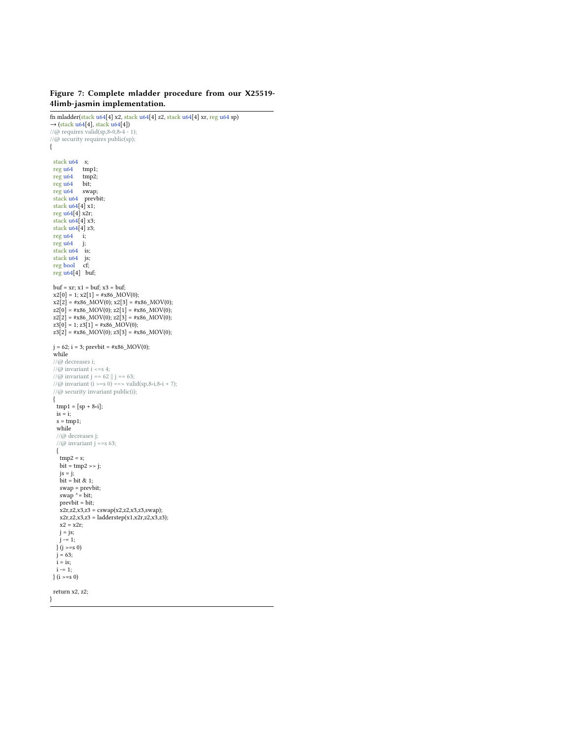**Figure 7: Complete mladder procedure from our X25519-4limb-jasmin implementation.**

```
fn mladder(stack u64[4] x2, stack u64[4] z2, stack u64[4] xr, reg u64 sp)
→ (stack u64[4], stack u64[4])
//@ requires valid(sp,8*0,8*4 - 1);
//@ security requires public(sp);
{

  stack u64    s;
  reg u64      tmp1;
  reg u64      tmp2;
  reg u64      bit;
  reg u64      swap;
  stack u64    prevbit;
  stack u64[4] x1;
  reg u64[4] x2r;
  stack u64[4] x3;
  stack u64[4] z3;
  reg u64      i;
  reg u64      j;
  stack u64    is;
  stack u64    js;
  reg bool     cf;
  reg u64[4]   buf;

  buf = xr; x1 = buf; x3 = buf;
  x2[0] = 1; x2[1] = #x86_MOV(0);
  x2[2] = #x86_MOV(0); x2[3] = #x86_MOV(0);
  z2[0] = #x86_MOV(0); z2[1] = #x86_MOV(0);
  z2[2] = #x86_MOV(0); z2[3] = #x86_MOV(0);
  z3[0] = 1; z3[1] = #x86_MOV(0);
  z3[2] = #x86_MOV(0); z3[3] = #x86_MOV(0);

  j = 62; i = 3; prevbit = #x86_MOV(0);
  while
  //@ decreases i;
  //@ invariant i <=s 4;
  //@ invariant j == 62 || j == 63;
  //@ invariant (i >=s 0) ==> valid(sp,8*i,8*i + 7);
  //@ security invariant public(i);
  {
    tmp1 = [sp + 8*i];
    is = i;
    s = tmp1;
    while
    //@ decreases j;
    //@ invariant j <=s 63;
    {
      tmp2 = s;
      bit = tmp2 >> j;
      js = j;
      bit = bit & 1;
      swap = prevbit;
      swap ^= bit;
      prevbit = bit;
      x2r,z2,x3,z3 = cswap(x2,z2,x3,z3,swap);
      x2r,z2,x3,z3 = ladderstep(x1,x2r,z2,x3,z3);
      x2 = x2r;
      j = js;
      j -= 1;
    } (j >=s 0)
    j = 63;
    i = is;
    i -= 1;
  } (i >=s 0)

  return x2, z2;
}
```